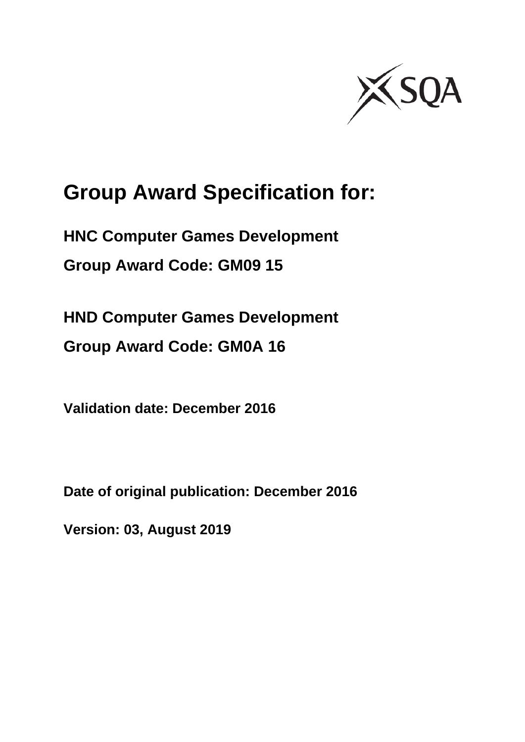# Group Award Specification for:

**HNC Computer Games Development**

**Group Award Code: GM09 15**

**HND Computer Games Development**

**Group Award Code: GM0A 16**

**Validation date: December 2016**

**Date of original publication: December 2016**

**Version: 03, August 2019**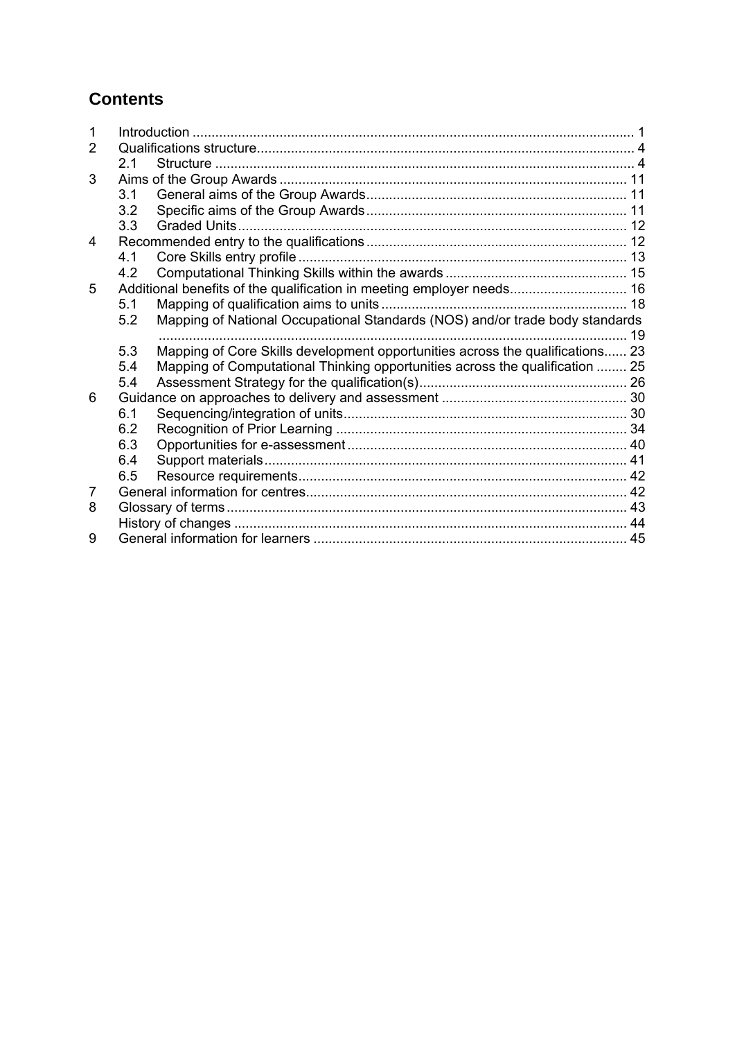## Contents

1 Introduction ........................................................................................................................ 1
2 Qualifications structure......................................................................................................... 4
   2.1 Structure ...................................................................................................................... 4
3 Aims of the Group Awards .................................................................................................. 11
   3.1 General aims of the Group Awards.............................................................................. 11
   3.2 Specific aims of the Group Awards.............................................................................. 11
   3.3 Graded Units................................................................................................................ 12
4 Recommended entry to the qualifications ........................................................................... 12
   4.1 Core Skills entry profile ................................................................................................ 13
   4.2 Computational Thinking Skills within the awards .......................................................... 15
5 Additional benefits of the qualification in meeting employer needs..................................... 16
   5.1 Mapping of qualification aims to units .......................................................................... 18
   5.2 Mapping of National Occupational Standards (NOS) and/or trade body standards ............................................................................................................................. 19
   5.3 Mapping of Core Skills development opportunities across the qualifications...... 23
   5.4 Mapping of Computational Thinking opportunities across the qualification ........ 25
   5.4 Assessment Strategy for the qualification(s)................................................................ 26
6 Guidance on approaches to delivery and assessment ....................................................... 30
   6.1 Sequencing/integration of units.................................................................................... 30
   6.2 Recognition of Prior Learning ...................................................................................... 34
   6.3 Opportunities for e-assessment .................................................................................. 40
   6.4 Support materials......................................................................................................... 41
   6.5 Resource requirements................................................................................................ 42
7 General information for centres........................................................................................... 42
8 Glossary of terms................................................................................................................ 43
   History of changes ............................................................................................................. 44
9 General information for learners ........................................................................................ 45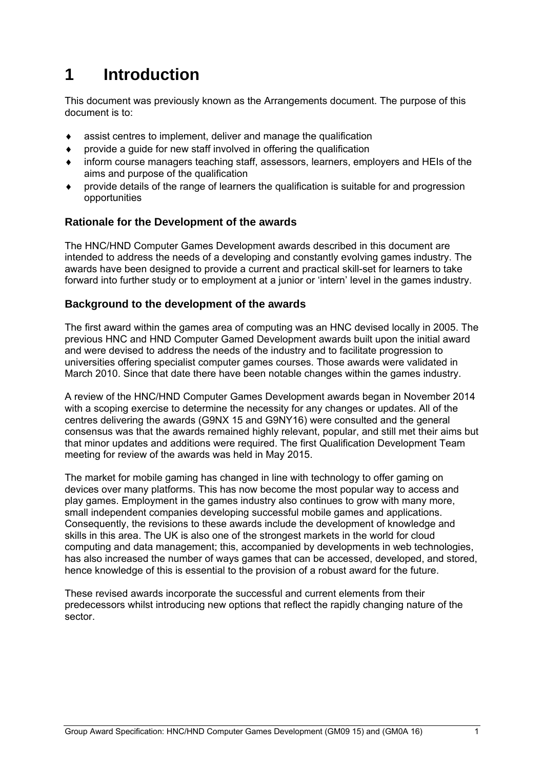# 1 Introduction

This document was previously known as the Arrangements document. The purpose of this document is to:

- assist centres to implement, deliver and manage the qualification
- provide a guide for new staff involved in offering the qualification
- inform course managers teaching staff, assessors, learners, employers and HEIs of the aims and purpose of the qualification
- provide details of the range of learners the qualification is suitable for and progression opportunities

### Rationale for the Development of the awards

The HNC/HND Computer Games Development awards described in this document are intended to address the needs of a developing and constantly evolving games industry. The awards have been designed to provide a current and practical skill-set for learners to take forward into further study or to employment at a junior or 'intern' level in the games industry.

### Background to the development of the awards

The first award within the games area of computing was an HNC devised locally in 2005. The previous HNC and HND Computer Gamed Development awards built upon the initial award and were devised to address the needs of the industry and to facilitate progression to universities offering specialist computer games courses. Those awards were validated in March 2010. Since that date there have been notable changes within the games industry.

A review of the HNC/HND Computer Games Development awards began in November 2014 with a scoping exercise to determine the necessity for any changes or updates. All of the centres delivering the awards (G9NX 15 and G9NY16) were consulted and the general consensus was that the awards remained highly relevant, popular, and still met their aims but that minor updates and additions were required. The first Qualification Development Team meeting for review of the awards was held in May 2015.

The market for mobile gaming has changed in line with technology to offer gaming on devices over many platforms. This has now become the most popular way to access and play games. Employment in the games industry also continues to grow with many more, small independent companies developing successful mobile games and applications. Consequently, the revisions to these awards include the development of knowledge and skills in this area. The UK is also one of the strongest markets in the world for cloud computing and data management; this, accompanied by developments in web technologies, has also increased the number of ways games that can be accessed, developed, and stored, hence knowledge of this is essential to the provision of a robust award for the future.

These revised awards incorporate the successful and current elements from their predecessors whilst introducing new options that reflect the rapidly changing nature of the sector.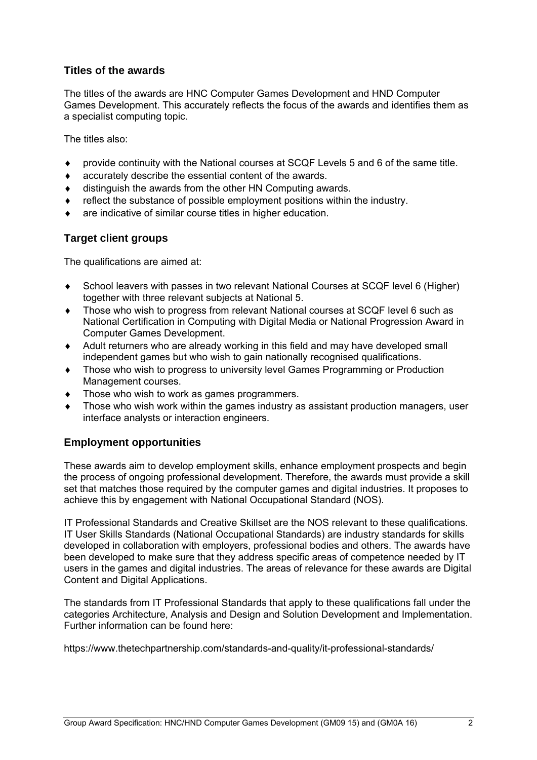## Titles of the awards

The titles of the awards are HNC Computer Games Development and HND Computer Games Development. This accurately reflects the focus of the awards and identifies them as a specialist computing topic.

The titles also:

- provide continuity with the National courses at SCQF Levels 5 and 6 of the same title.
- accurately describe the essential content of the awards.
- distinguish the awards from the other HN Computing awards.
- reflect the substance of possible employment positions within the industry.
- are indicative of similar course titles in higher education.

## Target client groups

The qualifications are aimed at:

- School leavers with passes in two relevant National Courses at SCQF level 6 (Higher) together with three relevant subjects at National 5.
- Those who wish to progress from relevant National courses at SCQF level 6 such as National Certification in Computing with Digital Media or National Progression Award in Computer Games Development.
- Adult returners who are already working in this field and may have developed small independent games but who wish to gain nationally recognised qualifications.
- Those who wish to progress to university level Games Programming or Production Management courses.
- Those who wish to work as games programmers.
- Those who wish work within the games industry as assistant production managers, user interface analysts or interaction engineers.

## Employment opportunities

These awards aim to develop employment skills, enhance employment prospects and begin the process of ongoing professional development. Therefore, the awards must provide a skill set that matches those required by the computer games and digital industries. It proposes to achieve this by engagement with National Occupational Standard (NOS).

IT Professional Standards and Creative Skillset are the NOS relevant to these qualifications. IT User Skills Standards (National Occupational Standards) are industry standards for skills developed in collaboration with employers, professional bodies and others. The awards have been developed to make sure that they address specific areas of competence needed by IT users in the games and digital industries. The areas of relevance for these awards are Digital Content and Digital Applications.

The standards from IT Professional Standards that apply to these qualifications fall under the categories Architecture, Analysis and Design and Solution Development and Implementation. Further information can be found here:

https://www.thetechpartnership.com/standards-and-quality/it-professional-standards/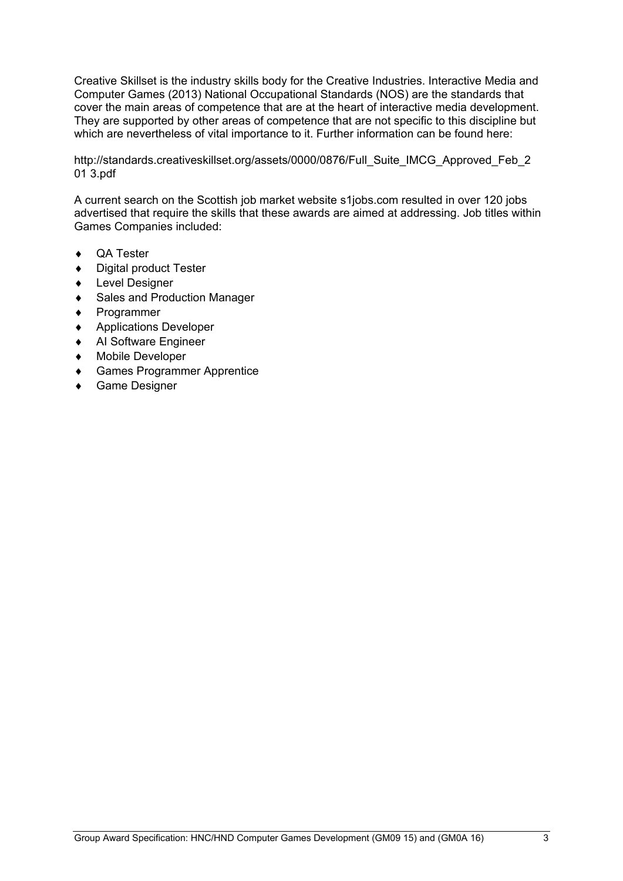Creative Skillset is the industry skills body for the Creative Industries. Interactive Media and Computer Games (2013) National Occupational Standards (NOS) are the standards that cover the main areas of competence that are at the heart of interactive media development. They are supported by other areas of competence that are not specific to this discipline but which are nevertheless of vital importance to it. Further information can be found here:

http://standards.creativeskillset.org/assets/0000/0876/Full_Suite_IMCG_Approved_Feb_2013.pdf

A current search on the Scottish job market website s1jobs.com resulted in over 120 jobs advertised that require the skills that these awards are aimed at addressing. Job titles within Games Companies included:

- QA Tester
- Digital product Tester
- Level Designer
- Sales and Production Manager
- Programmer
- Applications Developer
- AI Software Engineer
- Mobile Developer
- Games Programmer Apprentice
- Game Designer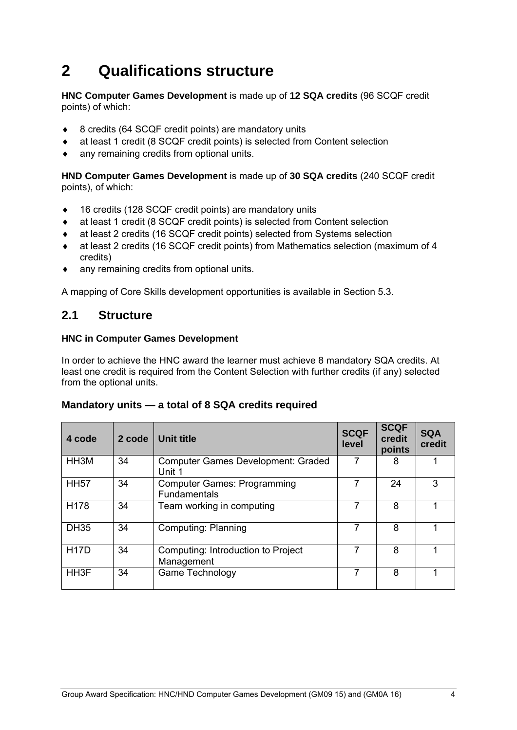# 2 Qualifications structure

**HNC Computer Games Development** is made up of **12 SQA credits** (96 SCQF credit points) of which:

- 8 credits (64 SCQF credit points) are mandatory units
- at least 1 credit (8 SCQF credit points) is selected from Content selection
- any remaining credits from optional units.

**HND Computer Games Development** is made up of **30 SQA credits** (240 SCQF credit points), of which:

- 16 credits (128 SCQF credit points) are mandatory units
- at least 1 credit (8 SCQF credit points) is selected from Content selection
- at least 2 credits (16 SCQF credit points) selected from Systems selection
- at least 2 credits (16 SCQF credit points) from Mathematics selection (maximum of 4 credits)
- any remaining credits from optional units.

A mapping of Core Skills development opportunities is available in Section 5.3.

## 2.1 Structure

**HNC in Computer Games Development**

In order to achieve the HNC award the learner must achieve 8 mandatory SQA credits. At least one credit is required from the Content Selection with further credits (if any) selected from the optional units.

### Mandatory units — a total of 8 SQA credits required

| 4 code | 2 code | Unit title | SCQF level | SCQF credit points | SQA credit |
|---|---|---|---|---|---|
| HH3M | 34 | Computer Games Development: Graded Unit 1 | 7 | 8 | 1 |
| HH57 | 34 | Computer Games: Programming Fundamentals | 7 | 24 | 3 |
| H178 | 34 | Team working in computing | 7 | 8 | 1 |
| DH35 | 34 | Computing: Planning | 7 | 8 | 1 |
| H17D | 34 | Computing: Introduction to Project Management | 7 | 8 | 1 |
| HH3F | 34 | Game Technology | 7 | 8 | 1 |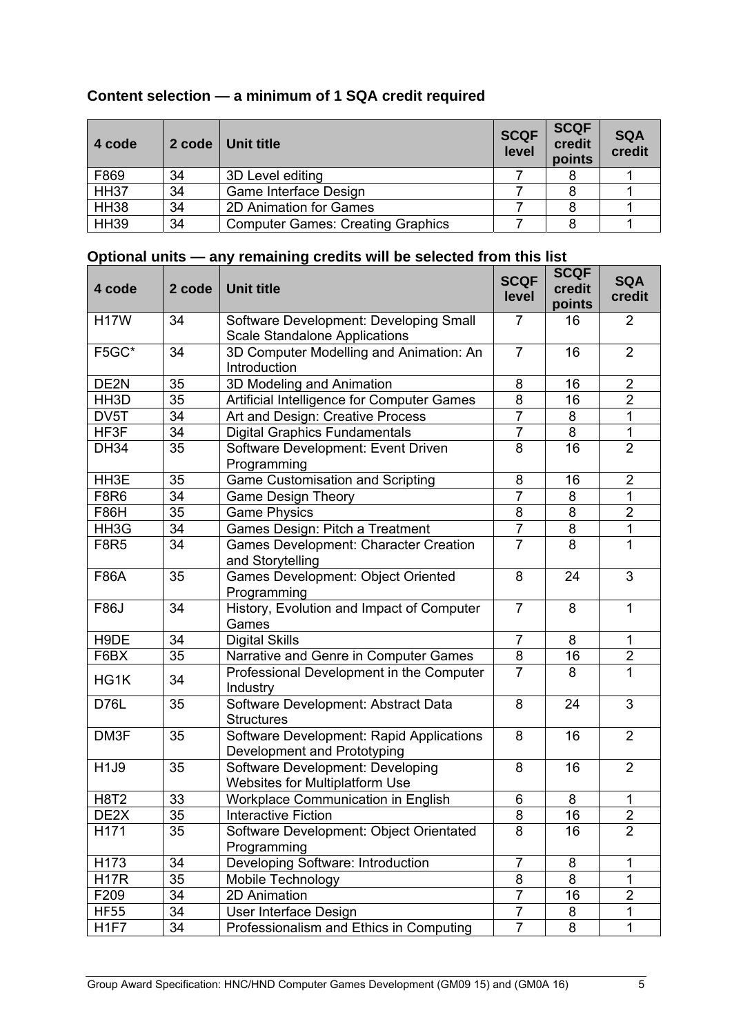### Content selection — a minimum of 1 SQA credit required

| 4 code | 2 code | Unit title | SCQF level | SCQF credit points | SQA credit |
|---|---|---|---|---|---|
| F869 | 34 | 3D Level editing | 7 | 8 | 1 |
| HH37 | 34 | Game Interface Design | 7 | 8 | 1 |
| HH38 | 34 | 2D Animation for Games | 7 | 8 | 1 |
| HH39 | 34 | Computer Games: Creating Graphics | 7 | 8 | 1 |

### Optional units — any remaining credits will be selected from this list

| 4 code | 2 code | Unit title | SCQF level | SCQF credit points | SQA credit |
|---|---|---|---|---|---|
| H17W | 34 | Software Development: Developing Small Scale Standalone Applications | 7 | 16 | 2 |
| F5GC* | 34 | 3D Computer Modelling and Animation: An Introduction | 7 | 16 | 2 |
| DE2N | 35 | 3D Modeling and Animation | 8 | 16 | 2 |
| HH3D | 35 | Artificial Intelligence for Computer Games | 8 | 16 | 2 |
| DV5T | 34 | Art and Design: Creative Process | 7 | 8 | 1 |
| HF3F | 34 | Digital Graphics Fundamentals | 7 | 8 | 1 |
| DH34 | 35 | Software Development: Event Driven Programming | 8 | 16 | 2 |
| HH3E | 35 | Game Customisation and Scripting | 8 | 16 | 2 |
| F8R6 | 34 | Game Design Theory | 7 | 8 | 1 |
| F86H | 35 | Game Physics | 8 | 8 | 2 |
| HH3G | 34 | Games Design: Pitch a Treatment | 7 | 8 | 1 |
| F8R5 | 34 | Games Development: Character Creation and Storytelling | 7 | 8 | 1 |
| F86A | 35 | Games Development: Object Oriented Programming | 8 | 24 | 3 |
| F86J | 34 | History, Evolution and Impact of Computer Games | 7 | 8 | 1 |
| H9DE | 34 | Digital Skills | 7 | 8 | 1 |
| F6BX | 35 | Narrative and Genre in Computer Games | 8 | 16 | 2 |
| HG1K | 34 | Professional Development in the Computer Industry | 7 | 8 | 1 |
| D76L | 35 | Software Development: Abstract Data Structures | 8 | 24 | 3 |
| DM3F | 35 | Software Development: Rapid Applications Development and Prototyping | 8 | 16 | 2 |
| H1J9 | 35 | Software Development: Developing Websites for Multiplatform Use | 8 | 16 | 2 |
| H8T2 | 33 | Workplace Communication in English | 6 | 8 | 1 |
| DE2X | 35 | Interactive Fiction | 8 | 16 | 2 |
| H171 | 35 | Software Development: Object Orientated Programming | 8 | 16 | 2 |
| H173 | 34 | Developing Software: Introduction | 7 | 8 | 1 |
| H17R | 35 | Mobile Technology | 8 | 8 | 1 |
| F209 | 34 | 2D Animation | 7 | 16 | 2 |
| HF55 | 34 | User Interface Design | 7 | 8 | 1 |
| H1F7 | 34 | Professionalism and Ethics in Computing | 7 | 8 | 1 |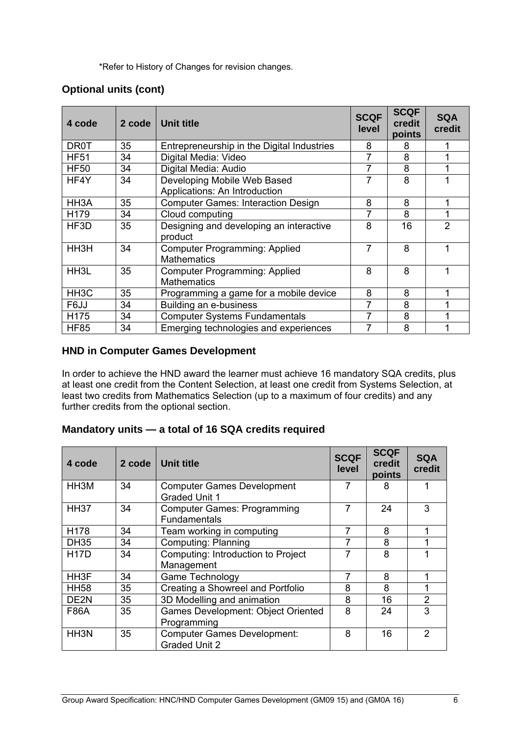*Refer to History of Changes for revision changes.

## Optional units (cont)

| 4 code | 2 code | Unit title | SCQF level | SCQF credit points | SQA credit |
|---|---|---|---|---|---|
| DR0T | 35 | Entrepreneurship in the Digital Industries | 8 | 8 | 1 |
| HF51 | 34 | Digital Media: Video | 7 | 8 | 1 |
| HF50 | 34 | Digital Media: Audio | 7 | 8 | 1 |
| HF4Y | 34 | Developing Mobile Web Based Applications: An Introduction | 7 | 8 | 1 |
| HH3A | 35 | Computer Games: Interaction Design | 8 | 8 | 1 |
| H179 | 34 | Cloud computing | 7 | 8 | 1 |
| HF3D | 35 | Designing and developing an interactive product | 8 | 16 | 2 |
| HH3H | 34 | Computer Programming: Applied Mathematics | 7 | 8 | 1 |
| HH3L | 35 | Computer Programming: Applied Mathematics | 8 | 8 | 1 |
| HH3C | 35 | Programming a game for a mobile device | 8 | 8 | 1 |
| F6JJ | 34 | Building an e-business | 7 | 8 | 1 |
| H175 | 34 | Computer Systems Fundamentals | 7 | 8 | 1 |
| HF85 | 34 | Emerging technologies and experiences | 7 | 8 | 1 |

## HND in Computer Games Development

In order to achieve the HND award the learner must achieve 16 mandatory SQA credits, plus at least one credit from the Content Selection, at least one credit from Systems Selection, at least two credits from Mathematics Selection (up to a maximum of four credits) and any further credits from the optional section.

## Mandatory units — a total of 16 SQA credits required

| 4 code | 2 code | Unit title | SCQF level | SCQF credit points | SQA credit |
|---|---|---|---|---|---|
| HH3M | 34 | Computer Games Development Graded Unit 1 | 7 | 8 | 1 |
| HH37 | 34 | Computer Games: Programming Fundamentals | 7 | 24 | 3 |
| H178 | 34 | Team working in computing | 7 | 8 | 1 |
| DH35 | 34 | Computing: Planning | 7 | 8 | 1 |
| H17D | 34 | Computing: Introduction to Project Management | 7 | 8 | 1 |
| HH3F | 34 | Game Technology | 7 | 8 | 1 |
| HH58 | 35 | Creating a Showreel and Portfolio | 8 | 8 | 1 |
| DE2N | 35 | 3D Modelling and animation | 8 | 16 | 2 |
| F86A | 35 | Games Development: Object Oriented Programming | 8 | 24 | 3 |
| HH3N | 35 | Computer Games Development: Graded Unit 2 | 8 | 16 | 2 |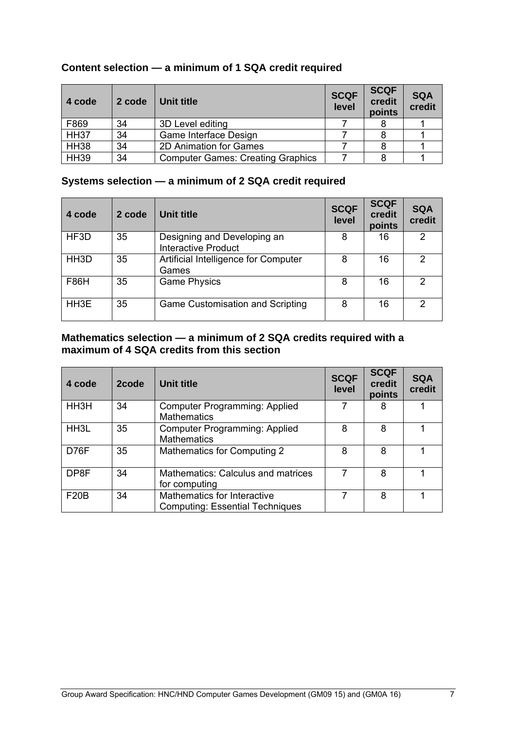### Content selection — a minimum of 1 SQA credit required

| 4 code | 2 code | Unit title | SCQF level | SCQF credit points | SQA credit |
|---|---|---|---|---|---|
| F869 | 34 | 3D Level editing | 7 | 8 | 1 |
| HH37 | 34 | Game Interface Design | 7 | 8 | 1 |
| HH38 | 34 | 2D Animation for Games | 7 | 8 | 1 |
| HH39 | 34 | Computer Games: Creating Graphics | 7 | 8 | 1 |

### Systems selection — a minimum of 2 SQA credit required

| 4 code | 2 code | Unit title | SCQF level | SCQF credit points | SQA credit |
|---|---|---|---|---|---|
| HF3D | 35 | Designing and Developing an Interactive Product | 8 | 16 | 2 |
| HH3D | 35 | Artificial Intelligence for Computer Games | 8 | 16 | 2 |
| F86H | 35 | Game Physics | 8 | 16 | 2 |
| HH3E | 35 | Game Customisation and Scripting | 8 | 16 | 2 |

### Mathematics selection — a minimum of 2 SQA credits required with a maximum of 4 SQA credits from this section

| 4 code | 2code | Unit title | SCQF level | SCQF credit points | SQA credit |
|---|---|---|---|---|---|
| HH3H | 34 | Computer Programming: Applied Mathematics | 7 | 8 | 1 |
| HH3L | 35 | Computer Programming: Applied Mathematics | 8 | 8 | 1 |
| D76F | 35 | Mathematics for Computing 2 | 8 | 8 | 1 |
| DP8F | 34 | Mathematics: Calculus and matrices for computing | 7 | 8 | 1 |
| F20B | 34 | Mathematics for Interactive Computing: Essential Techniques | 7 | 8 | 1 |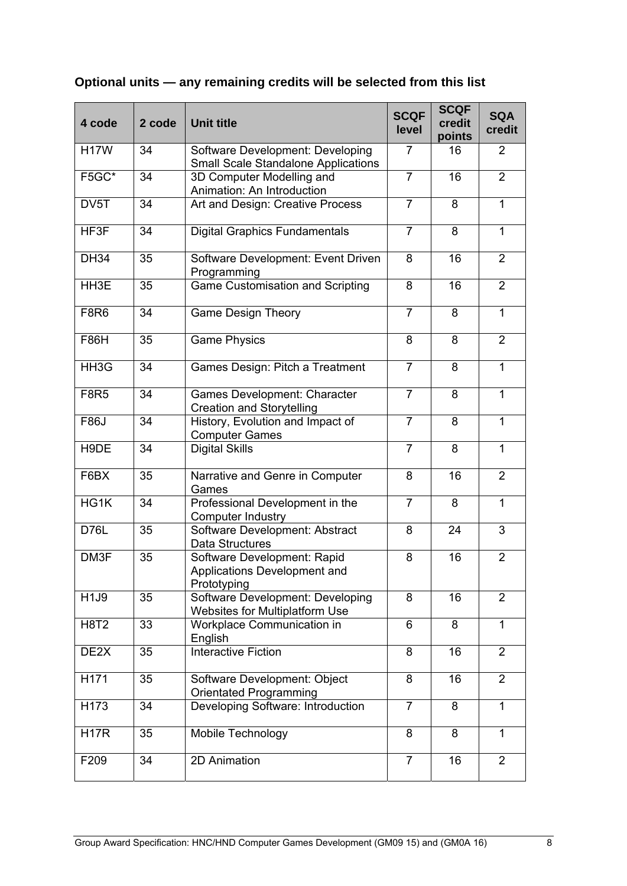**Optional units — any remaining credits will be selected from this list**

| 4 code | 2 code | Unit title | SCQF level | SCQF credit points | SQA credit |
|---|---|---|---|---|---|
| H17W | 34 | Software Development: Developing Small Scale Standalone Applications | 7 | 16 | 2 |
| F5GC* | 34 | 3D Computer Modelling and Animation: An Introduction | 7 | 16 | 2 |
| DV5T | 34 | Art and Design: Creative Process | 7 | 8 | 1 |
| HF3F | 34 | Digital Graphics Fundamentals | 7 | 8 | 1 |
| DH34 | 35 | Software Development: Event Driven Programming | 8 | 16 | 2 |
| HH3E | 35 | Game Customisation and Scripting | 8 | 16 | 2 |
| F8R6 | 34 | Game Design Theory | 7 | 8 | 1 |
| F86H | 35 | Game Physics | 8 | 8 | 2 |
| HH3G | 34 | Games Design: Pitch a Treatment | 7 | 8 | 1 |
| F8R5 | 34 | Games Development: Character Creation and Storytelling | 7 | 8 | 1 |
| F86J | 34 | History, Evolution and Impact of Computer Games | 7 | 8 | 1 |
| H9DE | 34 | Digital Skills | 7 | 8 | 1 |
| F6BX | 35 | Narrative and Genre in Computer Games | 8 | 16 | 2 |
| HG1K | 34 | Professional Development in the Computer Industry | 7 | 8 | 1 |
| D76L | 35 | Software Development: Abstract Data Structures | 8 | 24 | 3 |
| DM3F | 35 | Software Development: Rapid Applications Development and Prototyping | 8 | 16 | 2 |
| H1J9 | 35 | Software Development: Developing Websites for Multiplatform Use | 8 | 16 | 2 |
| H8T2 | 33 | Workplace Communication in English | 6 | 8 | 1 |
| DE2X | 35 | Interactive Fiction | 8 | 16 | 2 |
| H171 | 35 | Software Development: Object Orientated Programming | 8 | 16 | 2 |
| H173 | 34 | Developing Software: Introduction | 7 | 8 | 1 |
| H17R | 35 | Mobile Technology | 8 | 8 | 1 |
| F209 | 34 | 2D Animation | 7 | 16 | 2 |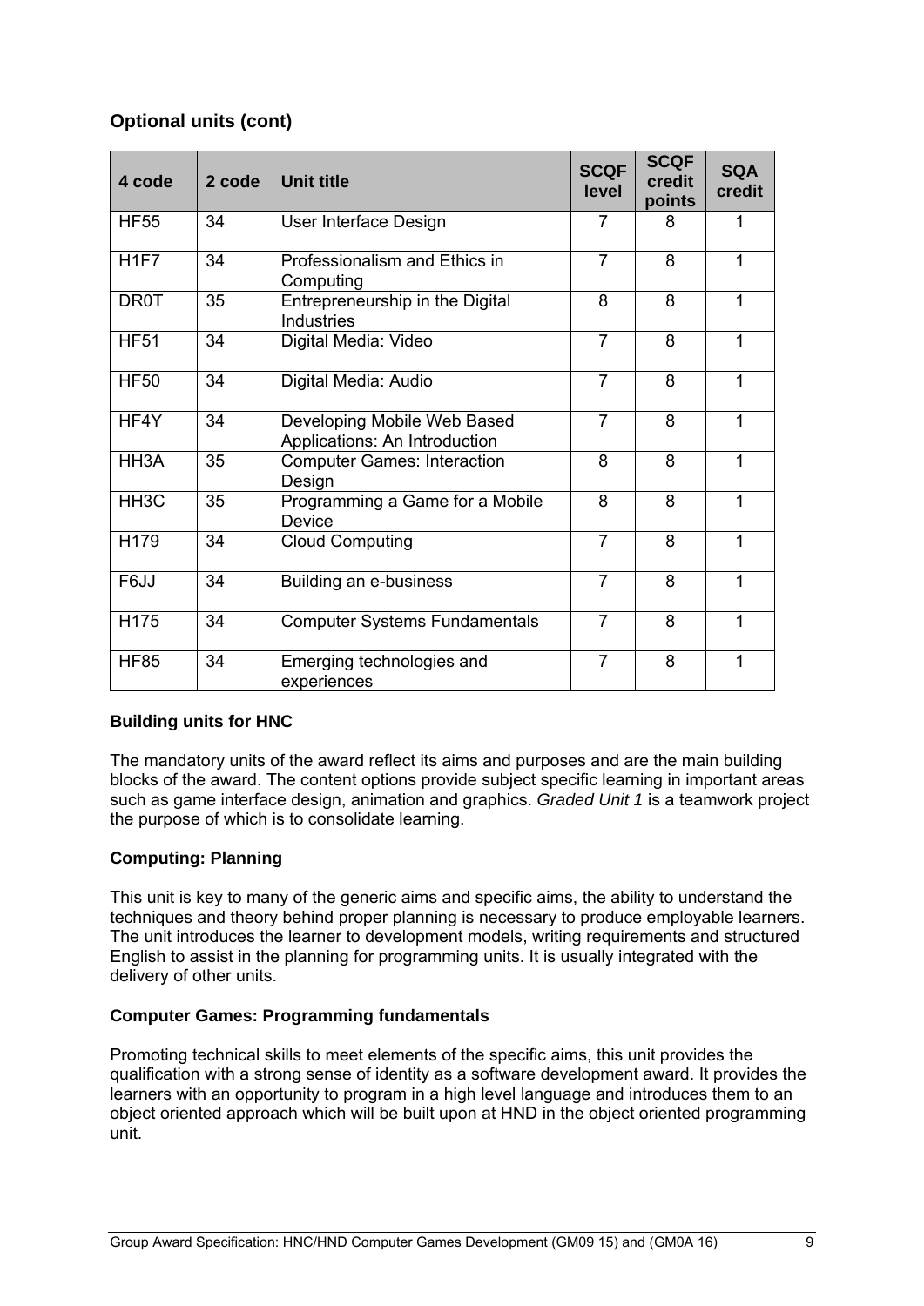### Optional units (cont)

| 4 code | 2 code | Unit title | SCQF level | SCQF credit points | SQA credit |
|---|---|---|---|---|---|
| HF55 | 34 | User Interface Design | 7 | 8 | 1 |
| H1F7 | 34 | Professionalism and Ethics in Computing | 7 | 8 | 1 |
| DR0T | 35 | Entrepreneurship in the Digital Industries | 8 | 8 | 1 |
| HF51 | 34 | Digital Media: Video | 7 | 8 | 1 |
| HF50 | 34 | Digital Media: Audio | 7 | 8 | 1 |
| HF4Y | 34 | Developing Mobile Web Based Applications: An Introduction | 7 | 8 | 1 |
| HH3A | 35 | Computer Games: Interaction Design | 8 | 8 | 1 |
| HH3C | 35 | Programming a Game for a Mobile Device | 8 | 8 | 1 |
| H179 | 34 | Cloud Computing | 7 | 8 | 1 |
| F6JJ | 34 | Building an e-business | 7 | 8 | 1 |
| H175 | 34 | Computer Systems Fundamentals | 7 | 8 | 1 |
| HF85 | 34 | Emerging technologies and experiences | 7 | 8 | 1 |

#### Building units for HNC

The mandatory units of the award reflect its aims and purposes and are the main building blocks of the award. The content options provide subject specific learning in important areas such as game interface design, animation and graphics. *Graded Unit 1* is a teamwork project the purpose of which is to consolidate learning.

#### Computing: Planning

This unit is key to many of the generic aims and specific aims, the ability to understand the techniques and theory behind proper planning is necessary to produce employable learners. The unit introduces the learner to development models, writing requirements and structured English to assist in the planning for programming units. It is usually integrated with the delivery of other units.

#### Computer Games: Programming fundamentals

Promoting technical skills to meet elements of the specific aims, this unit provides the qualification with a strong sense of identity as a software development award. It provides the learners with an opportunity to program in a high level language and introduces them to an object oriented approach which will be built upon at HND in the object oriented programming unit.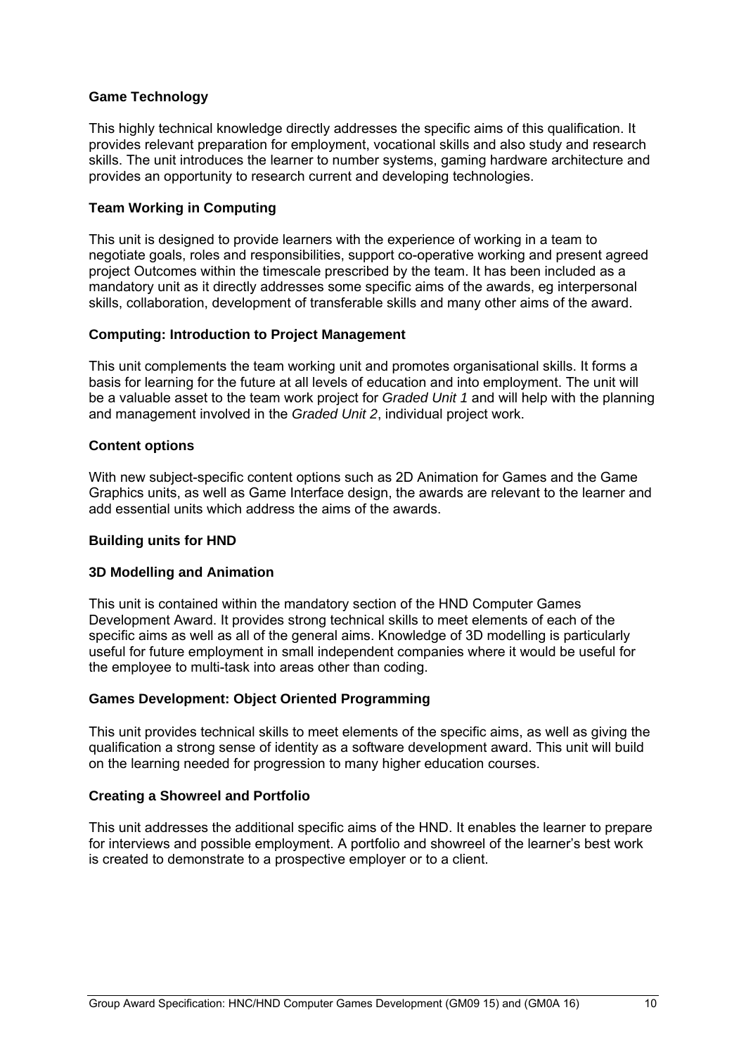**Game Technology**

This highly technical knowledge directly addresses the specific aims of this qualification. It provides relevant preparation for employment, vocational skills and also study and research skills. The unit introduces the learner to number systems, gaming hardware architecture and provides an opportunity to research current and developing technologies.

**Team Working in Computing**

This unit is designed to provide learners with the experience of working in a team to negotiate goals, roles and responsibilities, support co-operative working and present agreed project Outcomes within the timescale prescribed by the team. It has been included as a mandatory unit as it directly addresses some specific aims of the awards, eg interpersonal skills, collaboration, development of transferable skills and many other aims of the award.

**Computing: Introduction to Project Management**

This unit complements the team working unit and promotes organisational skills. It forms a basis for learning for the future at all levels of education and into employment. The unit will be a valuable asset to the team work project for *Graded Unit 1* and will help with the planning and management involved in the *Graded Unit 2*, individual project work.

**Content options**

With new subject-specific content options such as 2D Animation for Games and the Game Graphics units, as well as Game Interface design, the awards are relevant to the learner and add essential units which address the aims of the awards.

**Building units for HND**

**3D Modelling and Animation**

This unit is contained within the mandatory section of the HND Computer Games Development Award. It provides strong technical skills to meet elements of each of the specific aims as well as all of the general aims. Knowledge of 3D modelling is particularly useful for future employment in small independent companies where it would be useful for the employee to multi-task into areas other than coding.

**Games Development: Object Oriented Programming**

This unit provides technical skills to meet elements of the specific aims, as well as giving the qualification a strong sense of identity as a software development award. This unit will build on the learning needed for progression to many higher education courses.

**Creating a Showreel and Portfolio**

This unit addresses the additional specific aims of the HND. It enables the learner to prepare for interviews and possible employment. A portfolio and showreel of the learner's best work is created to demonstrate to a prospective employer or to a client.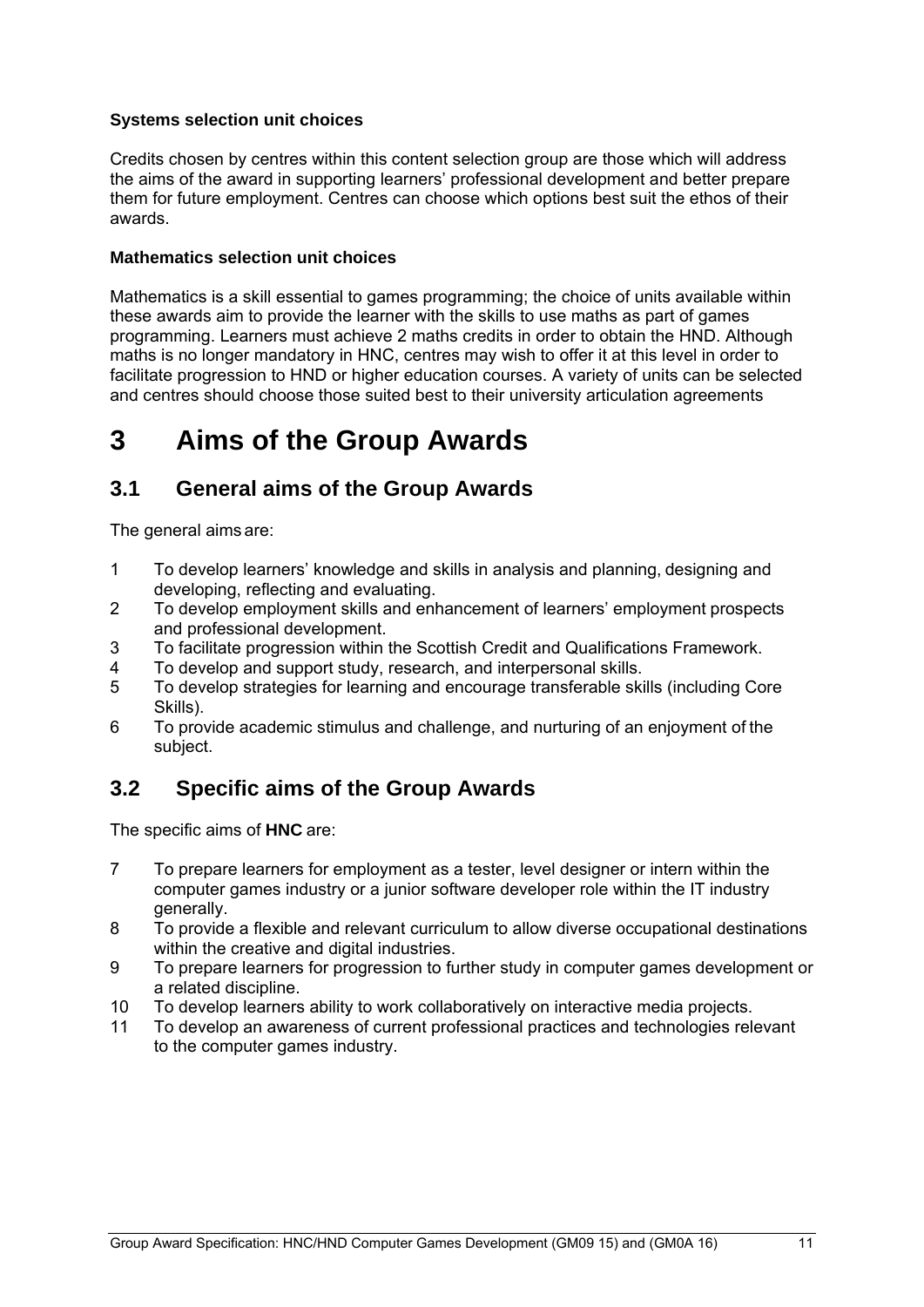**Systems selection unit choices**

Credits chosen by centres within this content selection group are those which will address the aims of the award in supporting learners' professional development and better prepare them for future employment. Centres can choose which options best suit the ethos of their awards.

**Mathematics selection unit choices**

Mathematics is a skill essential to games programming; the choice of units available within these awards aim to provide the learner with the skills to use maths as part of games programming. Learners must achieve 2 maths credits in order to obtain the HND. Although maths is no longer mandatory in HNC, centres may wish to offer it at this level in order to facilitate progression to HND or higher education courses. A variety of units can be selected and centres should choose those suited best to their university articulation agreements

# 3 Aims of the Group Awards

## 3.1 General aims of the Group Awards

The general aims are:

1. To develop learners' knowledge and skills in analysis and planning, designing and developing, reflecting and evaluating.
2. To develop employment skills and enhancement of learners' employment prospects and professional development.
3. To facilitate progression within the Scottish Credit and Qualifications Framework.
4. To develop and support study, research, and interpersonal skills.
5. To develop strategies for learning and encourage transferable skills (including Core Skills).
6. To provide academic stimulus and challenge, and nurturing of an enjoyment of the subject.

## 3.2 Specific aims of the Group Awards

The specific aims of **HNC** are:

7. To prepare learners for employment as a tester, level designer or intern within the computer games industry or a junior software developer role within the IT industry generally.
8. To provide a flexible and relevant curriculum to allow diverse occupational destinations within the creative and digital industries.
9. To prepare learners for progression to further study in computer games development or a related discipline.
10. To develop learners ability to work collaboratively on interactive media projects.
11. To develop an awareness of current professional practices and technologies relevant to the computer games industry.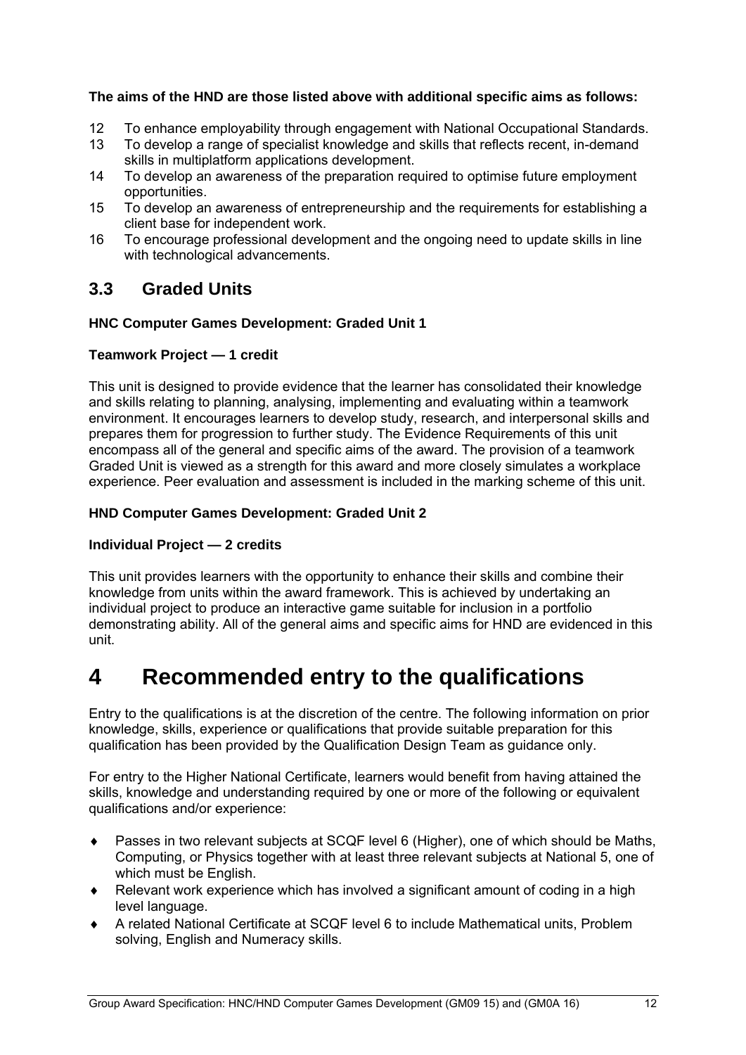**The aims of the HND are those listed above with additional specific aims as follows:**

12 To enhance employability through engagement with National Occupational Standards.
13 To develop a range of specialist knowledge and skills that reflects recent, in-demand skills in multiplatform applications development.
14 To develop an awareness of the preparation required to optimise future employment opportunities.
15 To develop an awareness of entrepreneurship and the requirements for establishing a client base for independent work.
16 To encourage professional development and the ongoing need to update skills in line with technological advancements.

## 3.3 Graded Units

**HNC Computer Games Development: Graded Unit 1**

**Teamwork Project — 1 credit**

This unit is designed to provide evidence that the learner has consolidated their knowledge and skills relating to planning, analysing, implementing and evaluating within a teamwork environment. It encourages learners to develop study, research, and interpersonal skills and prepares them for progression to further study. The Evidence Requirements of this unit encompass all of the general and specific aims of the award. The provision of a teamwork Graded Unit is viewed as a strength for this award and more closely simulates a workplace experience. Peer evaluation and assessment is included in the marking scheme of this unit.

**HND Computer Games Development: Graded Unit 2**

**Individual Project — 2 credits**

This unit provides learners with the opportunity to enhance their skills and combine their knowledge from units within the award framework. This is achieved by undertaking an individual project to produce an interactive game suitable for inclusion in a portfolio demonstrating ability. All of the general aims and specific aims for HND are evidenced in this unit.

# 4 Recommended entry to the qualifications

Entry to the qualifications is at the discretion of the centre. The following information on prior knowledge, skills, experience or qualifications that provide suitable preparation for this qualification has been provided by the Qualification Design Team as guidance only.

For entry to the Higher National Certificate, learners would benefit from having attained the skills, knowledge and understanding required by one or more of the following or equivalent qualifications and/or experience:

- Passes in two relevant subjects at SCQF level 6 (Higher), one of which should be Maths, Computing, or Physics together with at least three relevant subjects at National 5, one of which must be English.
- Relevant work experience which has involved a significant amount of coding in a high level language.
- A related National Certificate at SCQF level 6 to include Mathematical units, Problem solving, English and Numeracy skills.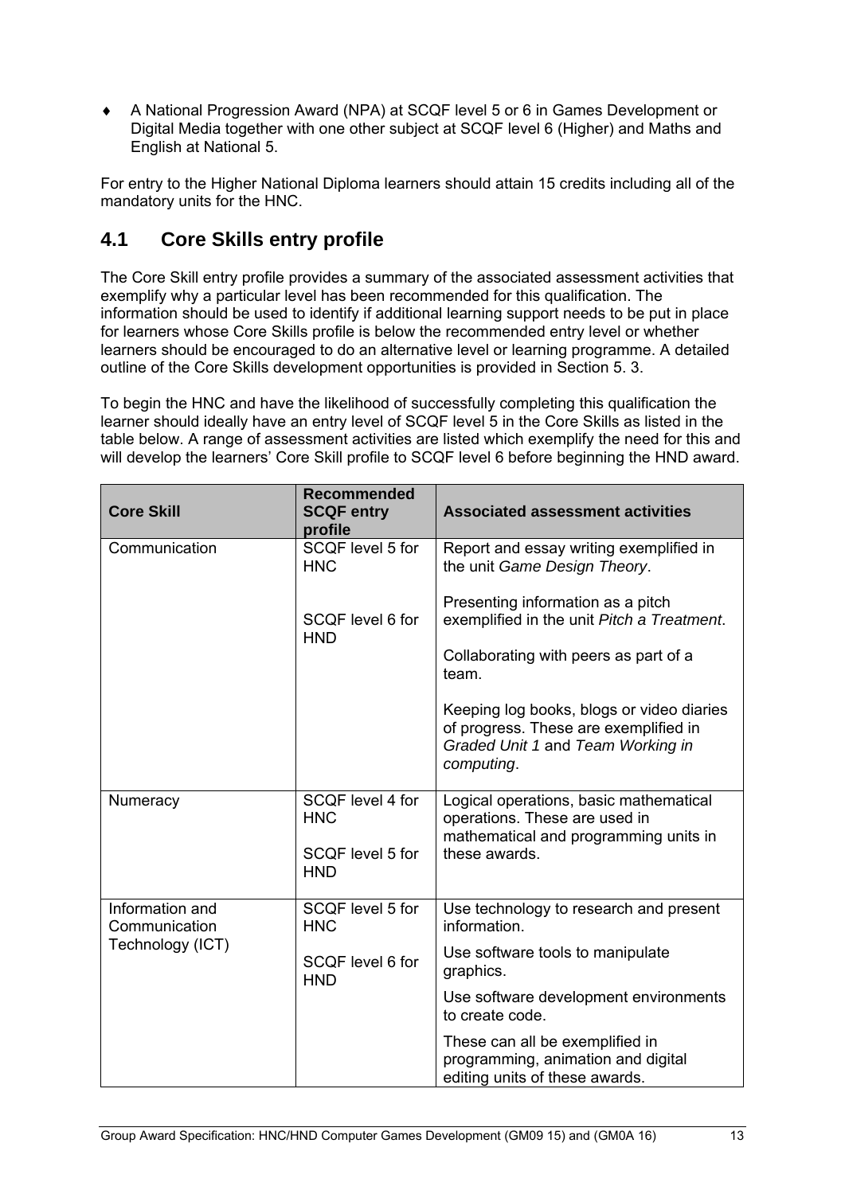- A National Progression Award (NPA) at SCQF level 5 or 6 in Games Development or Digital Media together with one other subject at SCQF level 6 (Higher) and Maths and English at National 5.

For entry to the Higher National Diploma learners should attain 15 credits including all of the mandatory units for the HNC.

## 4.1 Core Skills entry profile

The Core Skill entry profile provides a summary of the associated assessment activities that exemplify why a particular level has been recommended for this qualification. The information should be used to identify if additional learning support needs to be put in place for learners whose Core Skills profile is below the recommended entry level or whether learners should be encouraged to do an alternative level or learning programme. A detailed outline of the Core Skills development opportunities is provided in Section 5. 3.

To begin the HNC and have the likelihood of successfully completing this qualification the learner should ideally have an entry level of SCQF level 5 in the Core Skills as listed in the table below. A range of assessment activities are listed which exemplify the need for this and will develop the learners' Core Skill profile to SCQF level 6 before beginning the HND award.

| Core Skill | Recommended SCQF entry profile | Associated assessment activities |
|---|---|---|
| Communication | SCQF level 5 for HNC<br><br>SCQF level 6 for HND | Report and essay writing exemplified in the unit *Game Design Theory*.<br><br>Presenting information as a pitch exemplified in the unit *Pitch a Treatment*.<br><br>Collaborating with peers as part of a team.<br><br>Keeping log books, blogs or video diaries of progress. These are exemplified in *Graded Unit 1* and *Team Working in computing*. |
| Numeracy | SCQF level 4 for HNC<br><br>SCQF level 5 for HND | Logical operations, basic mathematical operations. These are used in mathematical and programming units in these awards. |
| Information and Communication Technology (ICT) | SCQF level 5 for HNC<br><br>SCQF level 6 for HND | Use technology to research and present information.<br><br>Use software tools to manipulate graphics.<br><br>Use software development environments to create code.<br><br>These can all be exemplified in programming, animation and digital editing units of these awards. |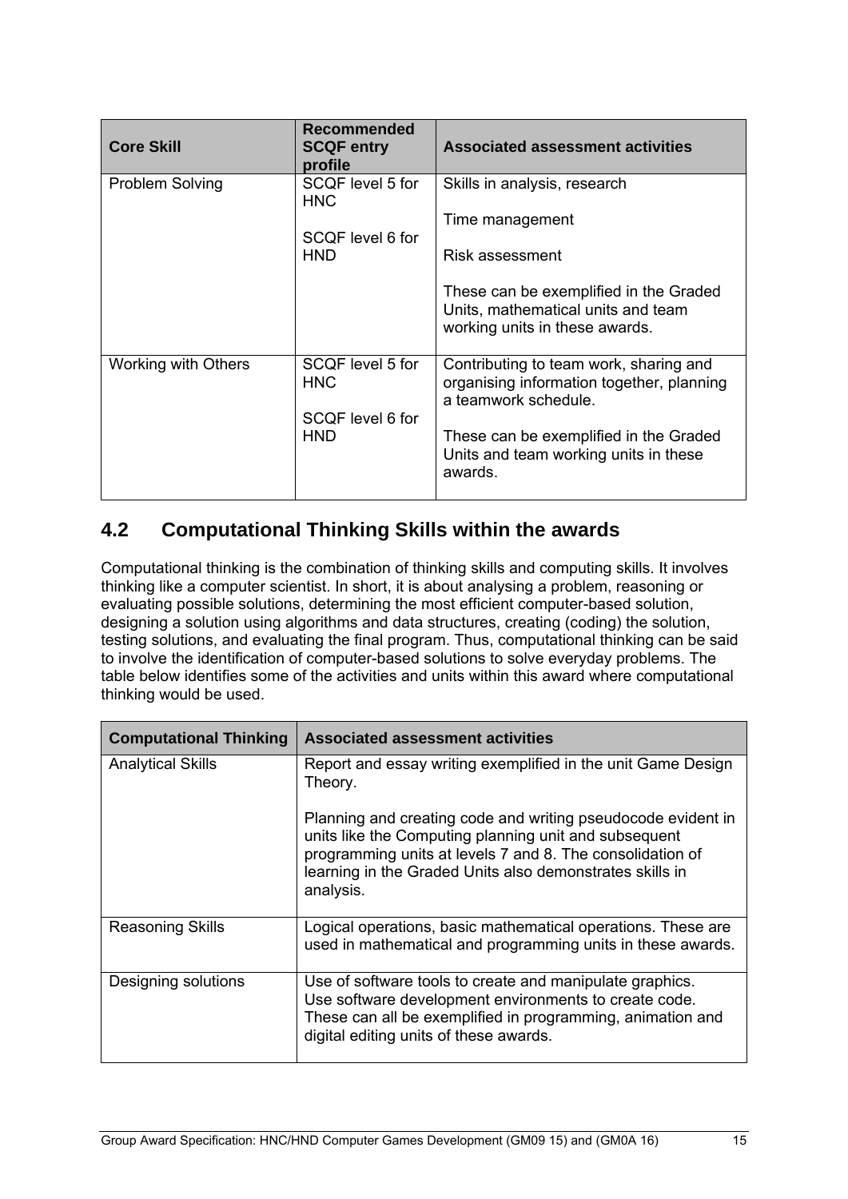| Core Skill | Recommended SCQF entry profile | Associated assessment activities |
| --- | --- | --- |
| Problem Solving | SCQF level 5 for HNC<br><br>SCQF level 6 for HND | Skills in analysis, research<br><br>Time management<br><br>Risk assessment<br><br>These can be exemplified in the Graded Units, mathematical units and team working units in these awards. |
| Working with Others | SCQF level 5 for HNC<br><br>SCQF level 6 for HND | Contributing to team work, sharing and organising information together, planning a teamwork schedule.<br><br>These can be exemplified in the Graded Units and team working units in these awards. |

## 4.2 Computational Thinking Skills within the awards

Computational thinking is the combination of thinking skills and computing skills. It involves thinking like a computer scientist. In short, it is about analysing a problem, reasoning or evaluating possible solutions, determining the most efficient computer-based solution, designing a solution using algorithms and data structures, creating (coding) the solution, testing solutions, and evaluating the final program. Thus, computational thinking can be said to involve the identification of computer-based solutions to solve everyday problems. The table below identifies some of the activities and units within this award where computational thinking would be used.

| Computational Thinking | Associated assessment activities |
| --- | --- |
| Analytical Skills | Report and essay writing exemplified in the unit Game Design Theory.<br><br>Planning and creating code and writing pseudocode evident in units like the Computing planning unit and subsequent programming units at levels 7 and 8. The consolidation of learning in the Graded Units also demonstrates skills in analysis. |
| Reasoning Skills | Logical operations, basic mathematical operations. These are used in mathematical and programming units in these awards. |
| Designing solutions | Use of software tools to create and manipulate graphics.<br>Use software development environments to create code.<br>These can all be exemplified in programming, animation and digital editing units of these awards. |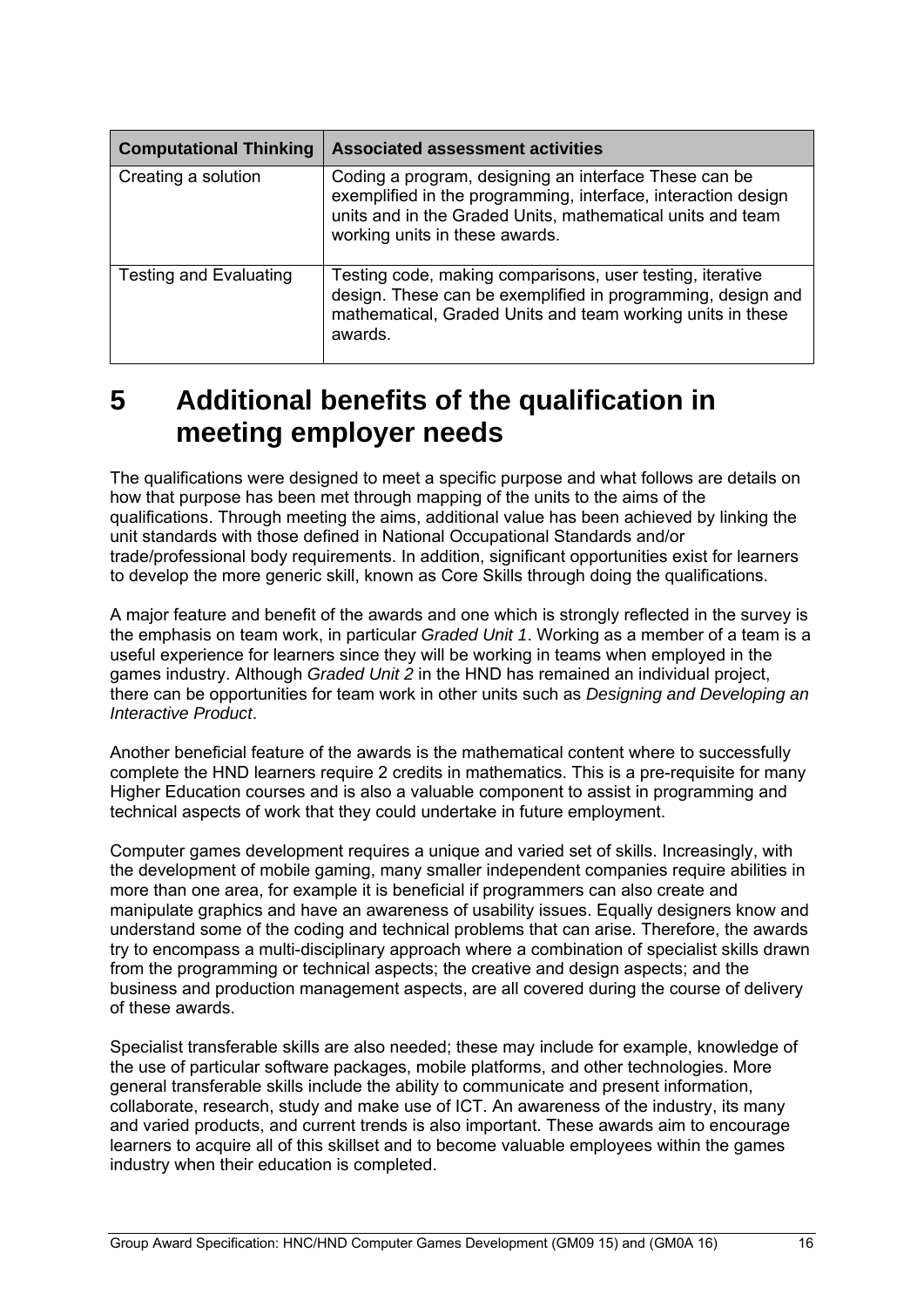| Computational Thinking | Associated assessment activities |
|---|---|
| Creating a solution | Coding a program, designing an interface These can be exemplified in the programming, interface, interaction design units and in the Graded Units, mathematical units and team working units in these awards. |
| Testing and Evaluating | Testing code, making comparisons, user testing, iterative design. These can be exemplified in programming, design and mathematical, Graded Units and team working units in these awards. |

# 5 Additional benefits of the qualification in meeting employer needs

The qualifications were designed to meet a specific purpose and what follows are details on how that purpose has been met through mapping of the units to the aims of the qualifications. Through meeting the aims, additional value has been achieved by linking the unit standards with those defined in National Occupational Standards and/or trade/professional body requirements. In addition, significant opportunities exist for learners to develop the more generic skill, known as Core Skills through doing the qualifications.

A major feature and benefit of the awards and one which is strongly reflected in the survey is the emphasis on team work, in particular *Graded Unit 1*. Working as a member of a team is a useful experience for learners since they will be working in teams when employed in the games industry. Although *Graded Unit 2* in the HND has remained an individual project, there can be opportunities for team work in other units such as *Designing and Developing an Interactive Product*.

Another beneficial feature of the awards is the mathematical content where to successfully complete the HND learners require 2 credits in mathematics. This is a pre-requisite for many Higher Education courses and is also a valuable component to assist in programming and technical aspects of work that they could undertake in future employment.

Computer games development requires a unique and varied set of skills. Increasingly, with the development of mobile gaming, many smaller independent companies require abilities in more than one area, for example it is beneficial if programmers can also create and manipulate graphics and have an awareness of usability issues. Equally designers know and understand some of the coding and technical problems that can arise. Therefore, the awards try to encompass a multi-disciplinary approach where a combination of specialist skills drawn from the programming or technical aspects; the creative and design aspects; and the business and production management aspects, are all covered during the course of delivery of these awards.

Specialist transferable skills are also needed; these may include for example, knowledge of the use of particular software packages, mobile platforms, and other technologies. More general transferable skills include the ability to communicate and present information, collaborate, research, study and make use of ICT. An awareness of the industry, its many and varied products, and current trends is also important. These awards aim to encourage learners to acquire all of this skillset and to become valuable employees within the games industry when their education is completed.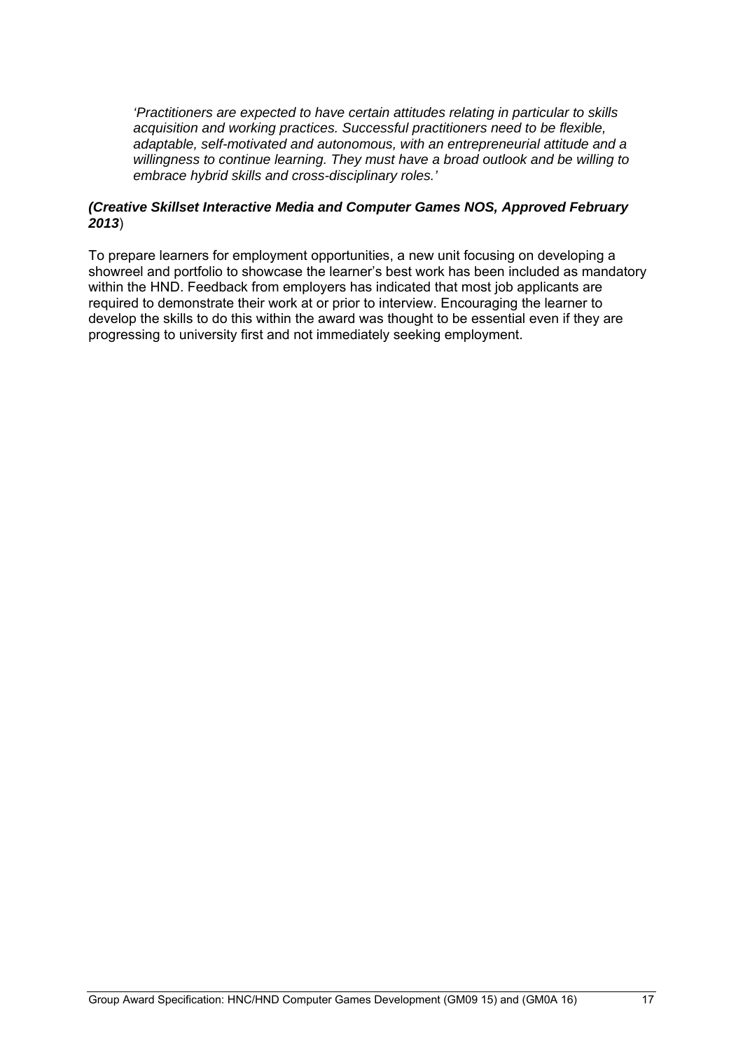*'Practitioners are expected to have certain attitudes relating in particular to skills acquisition and working practices. Successful practitioners need to be flexible, adaptable, self-motivated and autonomous, with an entrepreneurial attitude and a willingness to continue learning. They must have a broad outlook and be willing to embrace hybrid skills and cross-disciplinary roles.'*

***(Creative Skillset Interactive Media and Computer Games NOS, Approved February 2013***)

To prepare learners for employment opportunities, a new unit focusing on developing a showreel and portfolio to showcase the learner's best work has been included as mandatory within the HND. Feedback from employers has indicated that most job applicants are required to demonstrate their work at or prior to interview. Encouraging the learner to develop the skills to do this within the award was thought to be essential even if they are progressing to university first and not immediately seeking employment.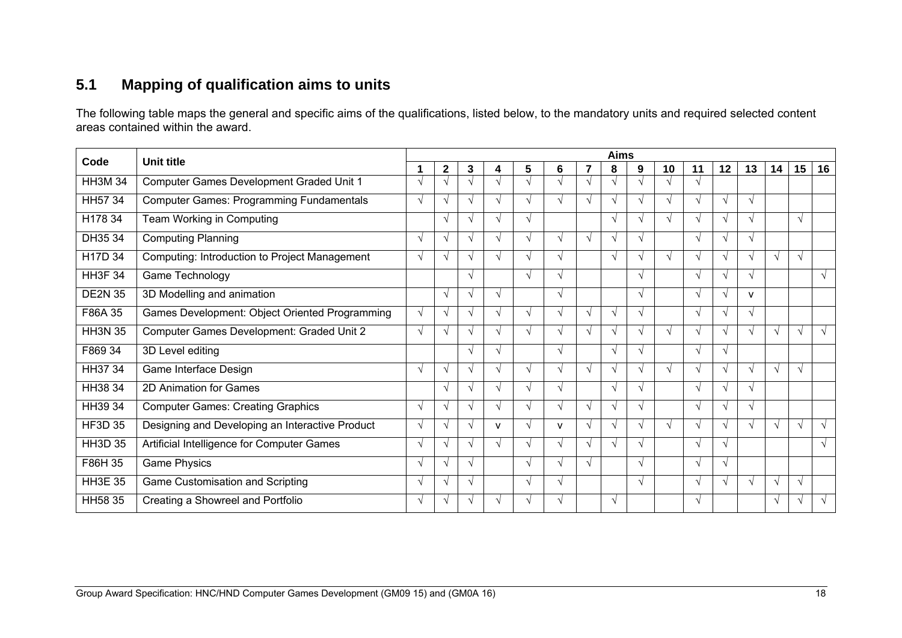## 5.1 Mapping of qualification aims to units

The following table maps the general and specific aims of the qualifications, listed below, to the mandatory units and required selected content areas contained within the award.

| Code | Unit title | Aims | | | | | | | | | | | | | | | |
|---|---|---|---|---|---|---|---|---|---|---|---|---|---|---|---|---|---|
| | | 1 | 2 | 3 | 4 | 5 | 6 | 7 | 8 | 9 | 10 | 11 | 12 | 13 | 14 | 15 | 16 |
| HH3M 34 | Computer Games Development Graded Unit 1 | √ | √ | √ | √ | √ | √ | √ | √ | √ | √ | √ | | | | | |
| HH57 34 | Computer Games: Programming Fundamentals | √ | √ | √ | √ | √ | √ | √ | √ | √ | √ | √ | √ | √ | | | |
| H178 34 | Team Working in Computing | | √ | √ | √ | √ | | | √ | √ | √ | √ | √ | √ | | √ | |
| DH35 34 | Computing Planning | √ | √ | √ | √ | √ | √ | √ | √ | √ | | √ | √ | √ | | | |
| H17D 34 | Computing: Introduction to Project Management | √ | √ | √ | √ | √ | √ | | √ | √ | √ | √ | √ | √ | √ | √ | |
| HH3F 34 | Game Technology | | | √ | | √ | √ | | | √ | | √ | √ | √ | | | √ |
| DE2N 35 | 3D Modelling and animation | | √ | √ | √ | | √ | | | √ | | √ | √ | v | | | |
| F86A 35 | Games Development: Object Oriented Programming | √ | √ | √ | √ | √ | √ | √ | √ | √ | | √ | √ | √ | | | |
| HH3N 35 | Computer Games Development: Graded Unit 2 | √ | √ | √ | √ | √ | √ | √ | √ | √ | √ | √ | √ | √ | √ | √ | √ |
| F869 34 | 3D Level editing | | | √ | √ | | √ | | √ | √ | | √ | √ | | | | |
| HH37 34 | Game Interface Design | √ | √ | √ | √ | √ | √ | √ | √ | √ | √ | √ | √ | √ | √ | √ | |
| HH38 34 | 2D Animation for Games | | √ | √ | √ | √ | √ | | √ | √ | | √ | √ | √ | | | |
| HH39 34 | Computer Games: Creating Graphics | √ | √ | √ | √ | √ | √ | √ | √ | √ | | √ | √ | √ | | | |
| HF3D 35 | Designing and Developing an Interactive Product | √ | √ | √ | v | √ | v | √ | √ | √ | √ | √ | √ | √ | √ | √ | √ |
| HH3D 35 | Artificial Intelligence for Computer Games | √ | √ | √ | √ | √ | √ | √ | √ | √ | | √ | √ | | | | √ |
| F86H 35 | Game Physics | √ | √ | √ | | √ | √ | √ | | √ | | √ | √ | | | | |
| HH3E 35 | Game Customisation and Scripting | √ | √ | √ | | √ | √ | | | √ | | √ | √ | √ | √ | √ | |
| HH58 35 | Creating a Showreel and Portfolio | √ | √ | √ | √ | √ | √ | | √ | | | √ | | | √ | √ | √ |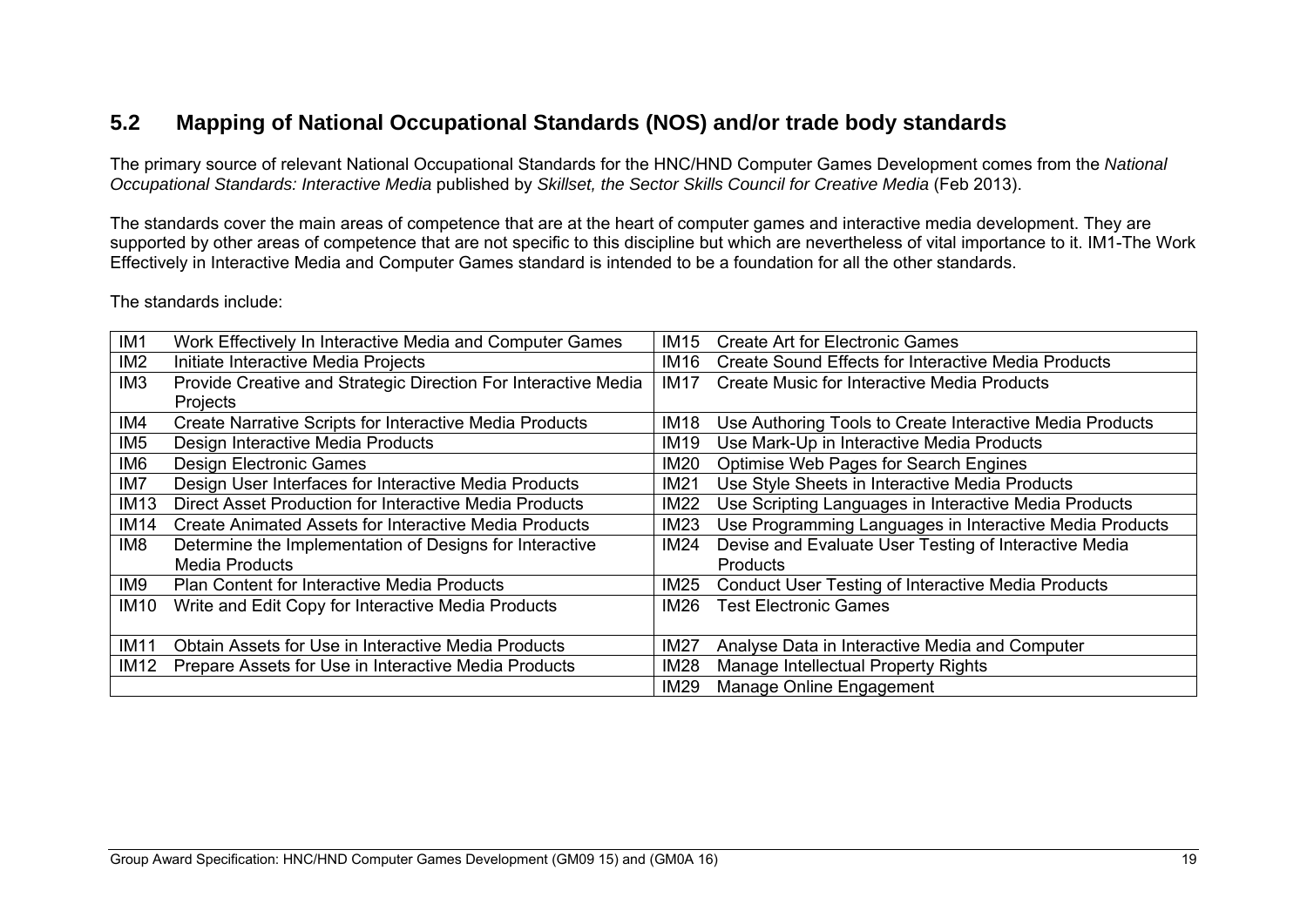## 5.2 Mapping of National Occupational Standards (NOS) and/or trade body standards

The primary source of relevant National Occupational Standards for the HNC/HND Computer Games Development comes from the *National Occupational Standards: Interactive Media* published by *Skillset, the Sector Skills Council for Creative Media* (Feb 2013).

The standards cover the main areas of competence that are at the heart of computer games and interactive media development. They are supported by other areas of competence that are not specific to this discipline but which are nevertheless of vital importance to it. IM1-The Work Effectively in Interactive Media and Computer Games standard is intended to be a foundation for all the other standards.

The standards include:

| | | | |
|---|---|---|---|
| IM1 | Work Effectively In Interactive Media and Computer Games | IM15 | Create Art for Electronic Games |
| IM2 | Initiate Interactive Media Projects | IM16 | Create Sound Effects for Interactive Media Products |
| IM3 | Provide Creative and Strategic Direction For Interactive Media Projects | IM17 | Create Music for Interactive Media Products |
| IM4 | Create Narrative Scripts for Interactive Media Products | IM18 | Use Authoring Tools to Create Interactive Media Products |
| IM5 | Design Interactive Media Products | IM19 | Use Mark-Up in Interactive Media Products |
| IM6 | Design Electronic Games | IM20 | Optimise Web Pages for Search Engines |
| IM7 | Design User Interfaces for Interactive Media Products | IM21 | Use Style Sheets in Interactive Media Products |
| IM13 | Direct Asset Production for Interactive Media Products | IM22 | Use Scripting Languages in Interactive Media Products |
| IM14 | Create Animated Assets for Interactive Media Products | IM23 | Use Programming Languages in Interactive Media Products |
| IM8 | Determine the Implementation of Designs for Interactive Media Products | IM24 | Devise and Evaluate User Testing of Interactive Media Products |
| IM9 | Plan Content for Interactive Media Products | IM25 | Conduct User Testing of Interactive Media Products |
| IM10 | Write and Edit Copy for Interactive Media Products | IM26 | Test Electronic Games |
| IM11 | Obtain Assets for Use in Interactive Media Products | IM27 | Analyse Data in Interactive Media and Computer |
| IM12 | Prepare Assets for Use in Interactive Media Products | IM28 | Manage Intellectual Property Rights |
| | | IM29 | Manage Online Engagement |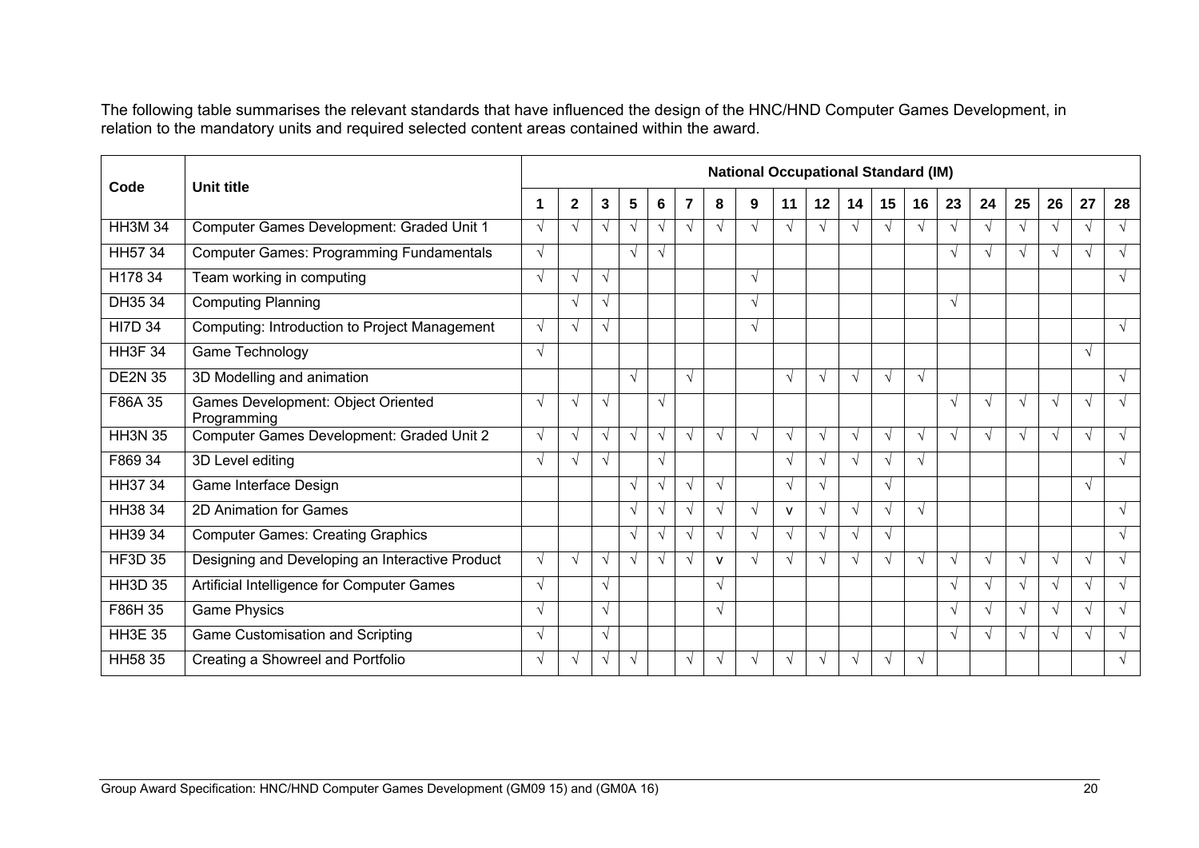The following table summarises the relevant standards that have influenced the design of the HNC/HND Computer Games Development, in relation to the mandatory units and required selected content areas contained within the award.

| Code | Unit title | National Occupational Standard (IM) | | | | | | | | | | | | | | | | | | |
|---|---|---|---|---|---|---|---|---|---|---|---|---|---|---|---|---|---|---|---|---|
| | | 1 | 2 | 3 | 5 | 6 | 7 | 8 | 9 | 11 | 12 | 14 | 15 | 16 | 23 | 24 | 25 | 26 | 27 | 28 |
| HH3M 34 | Computer Games Development: Graded Unit 1 | √ | √ | √ | √ | √ | √ | √ | √ | √ | √ | √ | √ | √ | √ | √ | √ | √ | √ | √ |
| HH57 34 | Computer Games: Programming Fundamentals | √ | | | √ | √ | | | | | | | | | √ | √ | √ | √ | √ | √ |
| H178 34 | Team working in computing | √ | √ | √ | | | | | √ | | | | | | | | | | | √ |
| DH35 34 | Computing Planning | | √ | √ | | | | | √ | | | | | | √ | | | | | |
| HI7D 34 | Computing: Introduction to Project Management | √ | √ | √ | | | | | √ | | | | | | | | | | | √ |
| HH3F 34 | Game Technology | √ | | | | | | | | | | | | | | | | | √ | |
| DE2N 35 | 3D Modelling and animation | | | | √ | | √ | | | √ | √ | √ | √ | √ | | | | | | √ |
| F86A 35 | Games Development: Object Oriented Programming | √ | √ | √ | | √ | | | | | | | | | √ | √ | √ | √ | √ | √ |
| HH3N 35 | Computer Games Development: Graded Unit 2 | √ | √ | √ | √ | √ | √ | √ | √ | √ | √ | √ | √ | √ | √ | √ | √ | √ | √ | √ |
| F869 34 | 3D Level editing | √ | √ | √ | | √ | | | | √ | √ | √ | √ | √ | | | | | | √ |
| HH37 34 | Game Interface Design | | | | √ | √ | √ | √ | | √ | √ | | √ | | | | | | √ | |
| HH38 34 | 2D Animation for Games | | | | √ | √ | √ | √ | √ | v | √ | √ | √ | √ | | | | | | √ |
| HH39 34 | Computer Games: Creating Graphics | | | | √ | √ | √ | √ | √ | √ | √ | √ | √ | | | | | | | √ |
| HF3D 35 | Designing and Developing an Interactive Product | √ | √ | √ | √ | √ | √ | v | √ | √ | √ | √ | √ | √ | √ | √ | √ | √ | √ | √ |
| HH3D 35 | Artificial Intelligence for Computer Games | √ | | √ | | | | √ | | | | | | | √ | √ | √ | √ | √ | √ |
| F86H 35 | Game Physics | √ | | √ | | | | √ | | | | | | | √ | √ | √ | √ | √ | √ |
| HH3E 35 | Game Customisation and Scripting | √ | | √ | | | | | | | | | | | √ | √ | √ | √ | √ | √ |
| HH58 35 | Creating a Showreel and Portfolio | √ | √ | √ | √ | | √ | √ | √ | √ | √ | √ | √ | √ | | | | | | √ |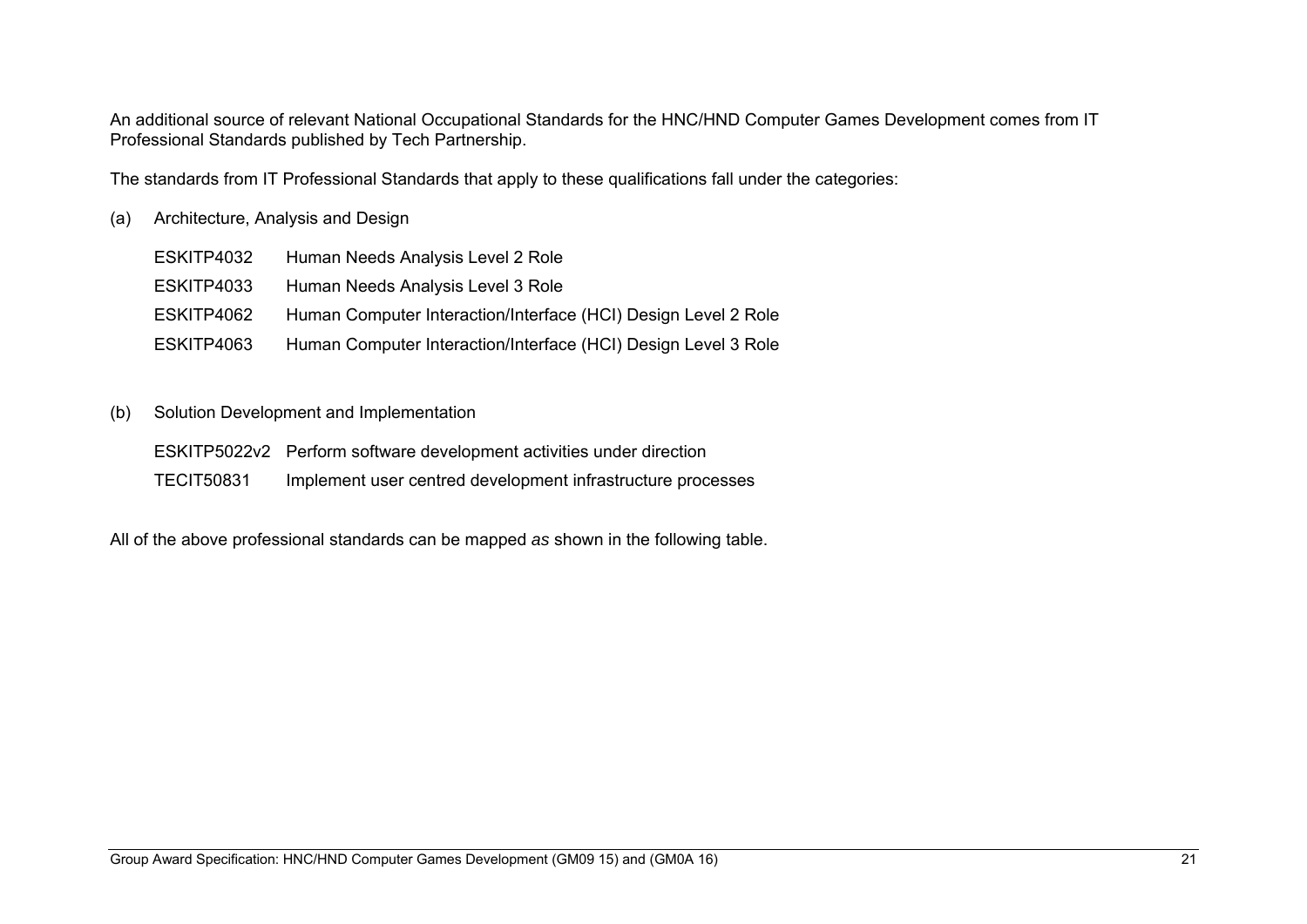An additional source of relevant National Occupational Standards for the HNC/HND Computer Games Development comes from IT Professional Standards published by Tech Partnership.

The standards from IT Professional Standards that apply to these qualifications fall under the categories:

(a) Architecture, Analysis and Design

ESKITP4032 Human Needs Analysis Level 2 Role
ESKITP4033 Human Needs Analysis Level 3 Role
ESKITP4062 Human Computer Interaction/Interface (HCI) Design Level 2 Role
ESKITP4063 Human Computer Interaction/Interface (HCI) Design Level 3 Role

(b) Solution Development and Implementation

ESKITP5022v2 Perform software development activities under direction
TECIT50831 Implement user centred development infrastructure processes

All of the above professional standards can be mapped *as* shown in the following table.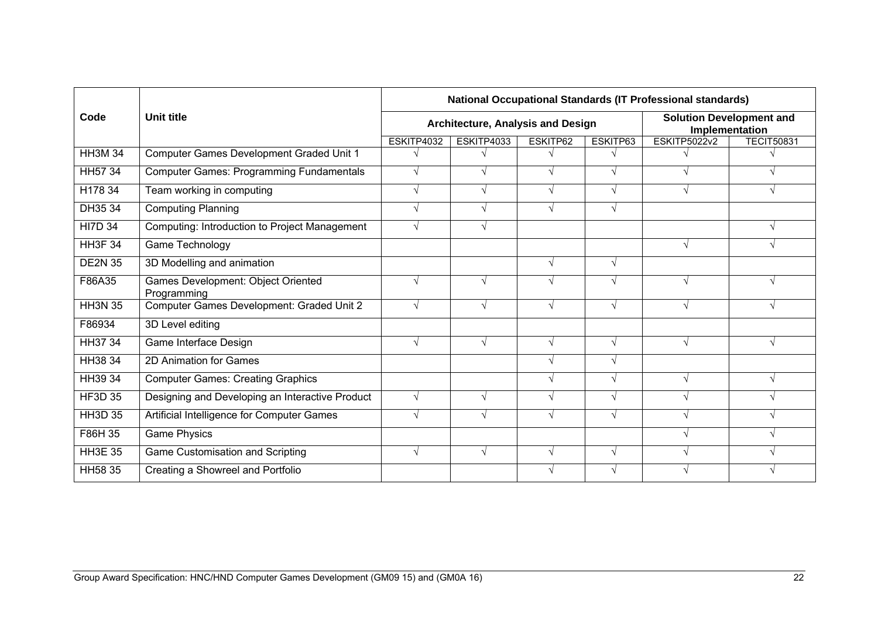| Code | Unit title | National Occupational Standards (IT Professional standards) | | | | | |
|---|---|---|---|---|---|---|---|
| | | Architecture, Analysis and Design | | | | Solution Development and Implementation | |
| | | ESKITP4032 | ESKITP4033 | ESKITP62 | ESKITP63 | ESKITP5022v2 | TECIT50831 |
| HH3M 34 | Computer Games Development Graded Unit 1 | √ | √ | √ | √ | √ | √ |
| HH57 34 | Computer Games: Programming Fundamentals | √ | √ | √ | √ | √ | √ |
| H178 34 | Team working in computing | √ | √ | √ | √ | √ | √ |
| DH35 34 | Computing Planning | √ | √ | √ | √ | | |
| HI7D 34 | Computing: Introduction to Project Management | √ | √ | | | | √ |
| HH3F 34 | Game Technology | | | | | √ | √ |
| DE2N 35 | 3D Modelling and animation | | | √ | √ | | |
| F86A35 | Games Development: Object Oriented Programming | √ | √ | √ | √ | √ | √ |
| HH3N 35 | Computer Games Development: Graded Unit 2 | √ | √ | √ | √ | √ | √ |
| F86934 | 3D Level editing | | | | | | |
| HH37 34 | Game Interface Design | √ | √ | √ | √ | √ | √ |
| HH38 34 | 2D Animation for Games | | | √ | √ | | |
| HH39 34 | Computer Games: Creating Graphics | | | √ | √ | √ | √ |
| HF3D 35 | Designing and Developing an Interactive Product | √ | √ | √ | √ | √ | √ |
| HH3D 35 | Artificial Intelligence for Computer Games | √ | √ | √ | √ | √ | √ |
| F86H 35 | Game Physics | | | | | √ | √ |
| HH3E 35 | Game Customisation and Scripting | √ | √ | √ | √ | √ | √ |
| HH58 35 | Creating a Showreel and Portfolio | | | √ | √ | √ | √ |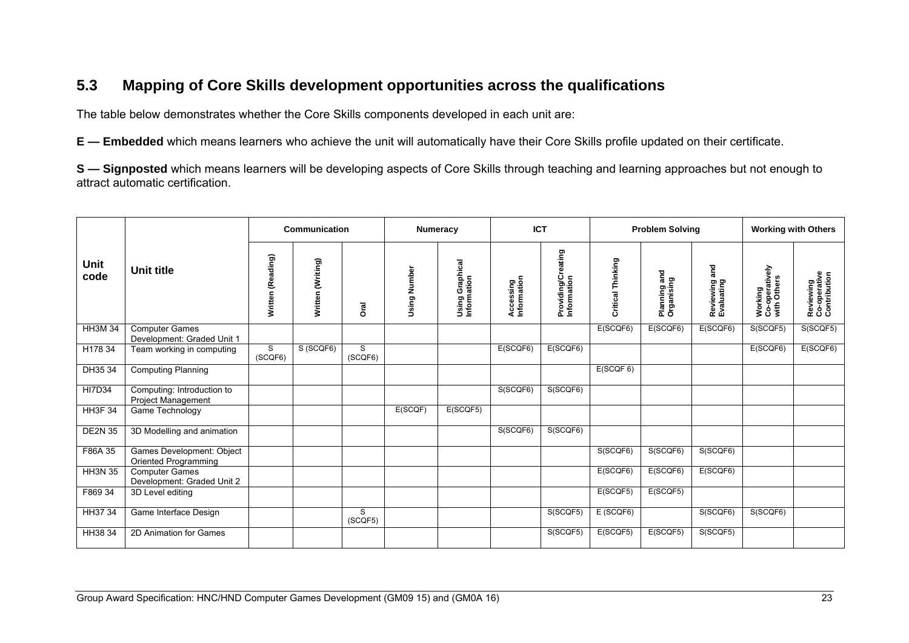## 5.3 Mapping of Core Skills development opportunities across the qualifications

The table below demonstrates whether the Core Skills components developed in each unit are:

**E — Embedded** which means learners who achieve the unit will automatically have their Core Skills profile updated on their certificate.

**S — Signposted** which means learners will be developing aspects of Core Skills through teaching and learning approaches but not enough to attract automatic certification.

| Unit code | Unit title | Communication | | | Numeracy | | ICT | | Problem Solving | | | Working with Others | |
|---|---|---|---|---|---|---|---|---|---|---|---|---|---|
| | | Written (Reading) | Written (Writing) | Oral | Using Number | Using Graphical Information | Accessing Information | Providing/Creating Information | Critical Thinking | Planning and Organising | Reviewing and Evaluating | Working Co-operatively with Others | Reviewing Co-operative Contribution |
| HH3M 34 | Computer Games Development: Graded Unit 1 | | | | | | | | E(SCQF6) | E(SCQF6) | E(SCQF6) | S(SCQF5) | S(SCQF5) |
| H178 34 | Team working in computing | S (SCQF6) | S (SCQF6) | S (SCQF6) | | | E(SCQF6) | E(SCQF6) | | | | E(SCQF6) | E(SCQF6) |
| DH35 34 | Computing Planning | | | | | | | | E(SCQF 6) | | | | |
| HI7D34 | Computing: Introduction to Project Management | | | | | | S(SCQF6) | S(SCQF6) | | | | | |
| HH3F 34 | Game Technology | | | | E(SCQF) | E(SCQF5) | | | | | | | |
| DE2N 35 | 3D Modelling and animation | | | | | | S(SCQF6) | S(SCQF6) | | | | | |
| F86A 35 | Games Development: Object Oriented Programming | | | | | | | | S(SCQF6) | S(SCQF6) | S(SCQF6) | | |
| HH3N 35 | Computer Games Development: Graded Unit 2 | | | | | | | | E(SCQF6) | E(SCQF6) | E(SCQF6) | | |
| F869 34 | 3D Level editing | | | | | | | | E(SCQF5) | E(SCQF5) | | | |
| HH37 34 | Game Interface Design | | | S (SCQF5) | | | | S(SCQF5) | E (SCQF6) | | S(SCQF6) | S(SCQF6) | |
| HH38 34 | 2D Animation for Games | | | | | | | S(SCQF5) | E(SCQF5) | E(SCQF5) | S(SCQF5) | | |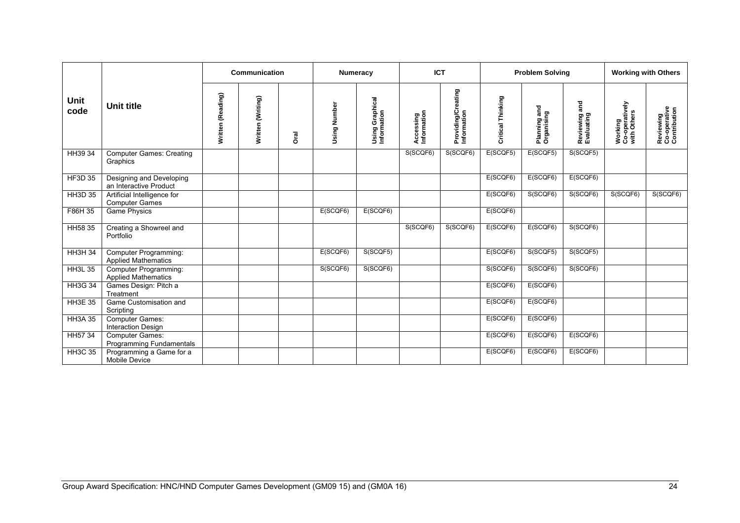| Unit code | Unit title | Communication | | | Numeracy | | ICT | | Problem Solving | | | Working with Others | |
|---|---|---|---|---|---|---|---|---|---|---|---|---|---|
| | | Written (Reading) | Written (Writing) | Oral | Using Number | Using Graphical Information | Accessing Information | Providing/Creating Information | Critical Thinking | Planning and Organising | Reviewing and Evaluating | Working Co-operatively with Others | Reviewing Co-operative Contribution |
| HH39 34 | Computer Games: Creating Graphics | | | | | | S(SCQF6) | S(SCQF6) | E(SCQF5) | E(SCQF5) | S(SCQF5) | | |
| HF3D 35 | Designing and Developing an Interactive Product | | | | | | | | E(SCQF6) | E(SCQF6) | E(SCQF6) | | |
| HH3D 35 | Artificial Intelligence for Computer Games | | | | | | | | E(SCQF6) | S(SCQF6) | S(SCQF6) | S(SCQF6) | S(SCQF6) |
| F86H 35 | Game Physics | | | | E(SCQF6) | E(SCQF6) | | | E(SCQF6) | | | | |
| HH58 35 | Creating a Showreel and Portfolio | | | | | | S(SCQF6) | S(SCQF6) | E(SCQF6) | E(SCQF6) | S(SCQF6) | | |
| HH3H 34 | Computer Programming: Applied Mathematics | | | | E(SCQF6) | S(SCQF5) | | | E(SCQF6) | S(SCQF5) | S(SCQF5) | | |
| HH3L 35 | Computer Programming: Applied Mathematics | | | | S(SCQF6) | S(SCQF6) | | | S(SCQF6) | S(SCQF6) | S(SCQF6) | | |
| HH3G 34 | Games Design: Pitch a Treatment | | | | | | | | E(SCQF6) | E(SCQF6) | | | |
| HH3E 35 | Game Customisation and Scripting | | | | | | | | E(SCQF6) | E(SCQF6) | | | |
| HH3A 35 | Computer Games: Interaction Design | | | | | | | | E(SCQF6) | E(SCQF6) | | | |
| HH57 34 | Computer Games: Programming Fundamentals | | | | | | | | E(SCQF6) | E(SCQF6) | E(SCQF6) | | |
| HH3C 35 | Programming a Game for a Mobile Device | | | | | | | | E(SCQF6) | E(SCQF6) | E(SCQF6) | | |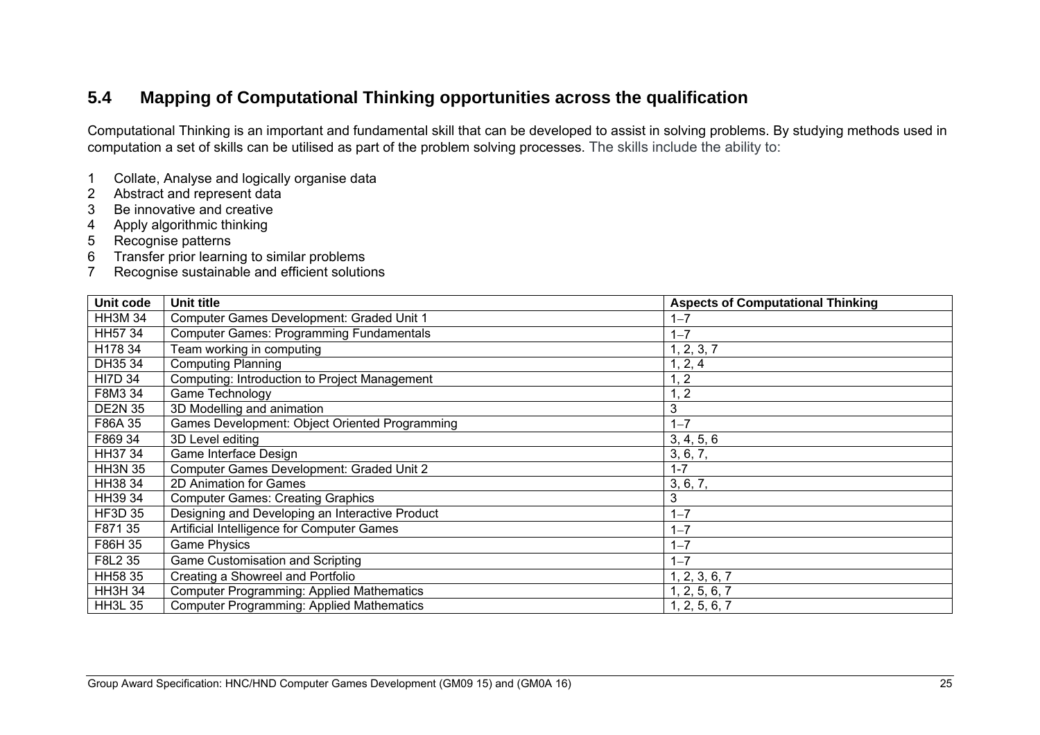## 5.4 Mapping of Computational Thinking opportunities across the qualification

Computational Thinking is an important and fundamental skill that can be developed to assist in solving problems. By studying methods used in computation a set of skills can be utilised as part of the problem solving processes. The skills include the ability to:

1. Collate, Analyse and logically organise data
2. Abstract and represent data
3. Be innovative and creative
4. Apply algorithmic thinking
5. Recognise patterns
6. Transfer prior learning to similar problems
7. Recognise sustainable and efficient solutions

| Unit code | Unit title | Aspects of Computational Thinking |
|---|---|---|
| HH3M 34 | Computer Games Development: Graded Unit 1 | 1–7 |
| HH57 34 | Computer Games: Programming Fundamentals | 1–7 |
| H178 34 | Team working in computing | 1, 2, 3, 7 |
| DH35 34 | Computing Planning | 1, 2, 4 |
| HI7D 34 | Computing: Introduction to Project Management | 1, 2 |
| F8M3 34 | Game Technology | 1, 2 |
| DE2N 35 | 3D Modelling and animation | 3 |
| F86A 35 | Games Development: Object Oriented Programming | 1–7 |
| F869 34 | 3D Level editing | 3, 4, 5, 6 |
| HH37 34 | Game Interface Design | 3, 6, 7, |
| HH3N 35 | Computer Games Development: Graded Unit 2 | 1-7 |
| HH38 34 | 2D Animation for Games | 3, 6, 7, |
| HH39 34 | Computer Games: Creating Graphics | 3 |
| HF3D 35 | Designing and Developing an Interactive Product | 1–7 |
| F871 35 | Artificial Intelligence for Computer Games | 1–7 |
| F86H 35 | Game Physics | 1–7 |
| F8L2 35 | Game Customisation and Scripting | 1–7 |
| HH58 35 | Creating a Showreel and Portfolio | 1, 2, 3, 6, 7 |
| HH3H 34 | Computer Programming: Applied Mathematics | 1, 2, 5, 6, 7 |
| HH3L 35 | Computer Programming: Applied Mathematics | 1, 2, 5, 6, 7 |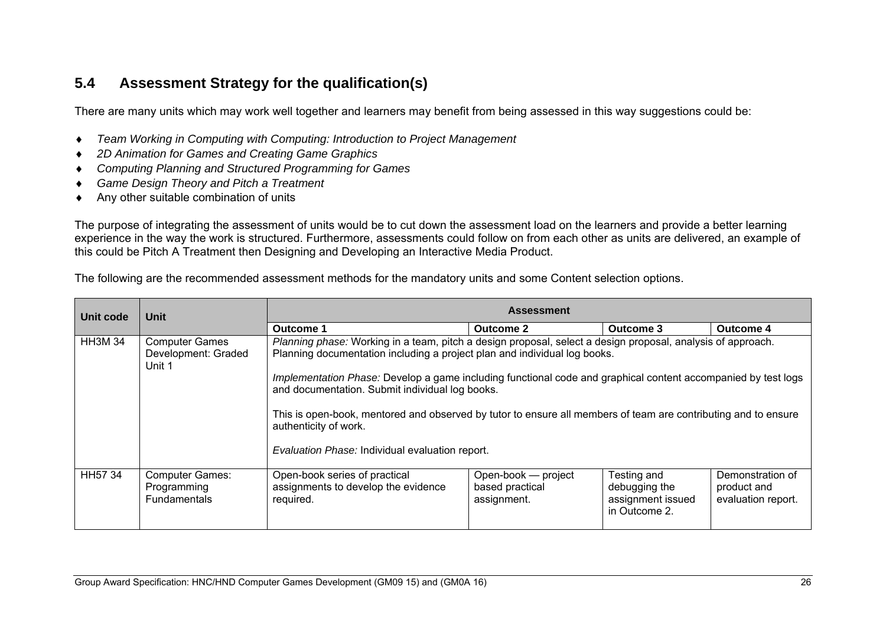## 5.4 Assessment Strategy for the qualification(s)

There are many units which may work well together and learners may benefit from being assessed in this way suggestions could be:

- *Team Working in Computing with Computing: Introduction to Project Management*
- *2D Animation for Games and Creating Game Graphics*
- *Computing Planning and Structured Programming for Games*
- *Game Design Theory and Pitch a Treatment*
- Any other suitable combination of units

The purpose of integrating the assessment of units would be to cut down the assessment load on the learners and provide a better learning experience in the way the work is structured. Furthermore, assessments could follow on from each other as units are delivered, an example of this could be Pitch A Treatment then Designing and Developing an Interactive Media Product.

The following are the recommended assessment methods for the mandatory units and some Content selection options.

| Unit code | Unit | Assessment | | | |
|---|---|---|---|---|---|
| | | **Outcome 1** | **Outcome 2** | **Outcome 3** | **Outcome 4** |
| HH3M 34 | Computer Games Development: Graded Unit 1 | *Planning phase:* Working in a team, pitch a design proposal, select a design proposal, analysis of approach. Planning documentation including a project plan and individual log books.<br><br>*Implementation Phase:* Develop a game including functional code and graphical content accompanied by test logs and documentation. Submit individual log books.<br><br>This is open-book, mentored and observed by tutor to ensure all members of team are contributing and to ensure authenticity of work.<br><br>*Evaluation Phase:* Individual evaluation report. | | | |
| HH57 34 | Computer Games: Programming Fundamentals | Open-book series of practical assignments to develop the evidence required. | Open-book — project based practical assignment. | Testing and debugging the assignment issued in Outcome 2. | Demonstration of product and evaluation report. |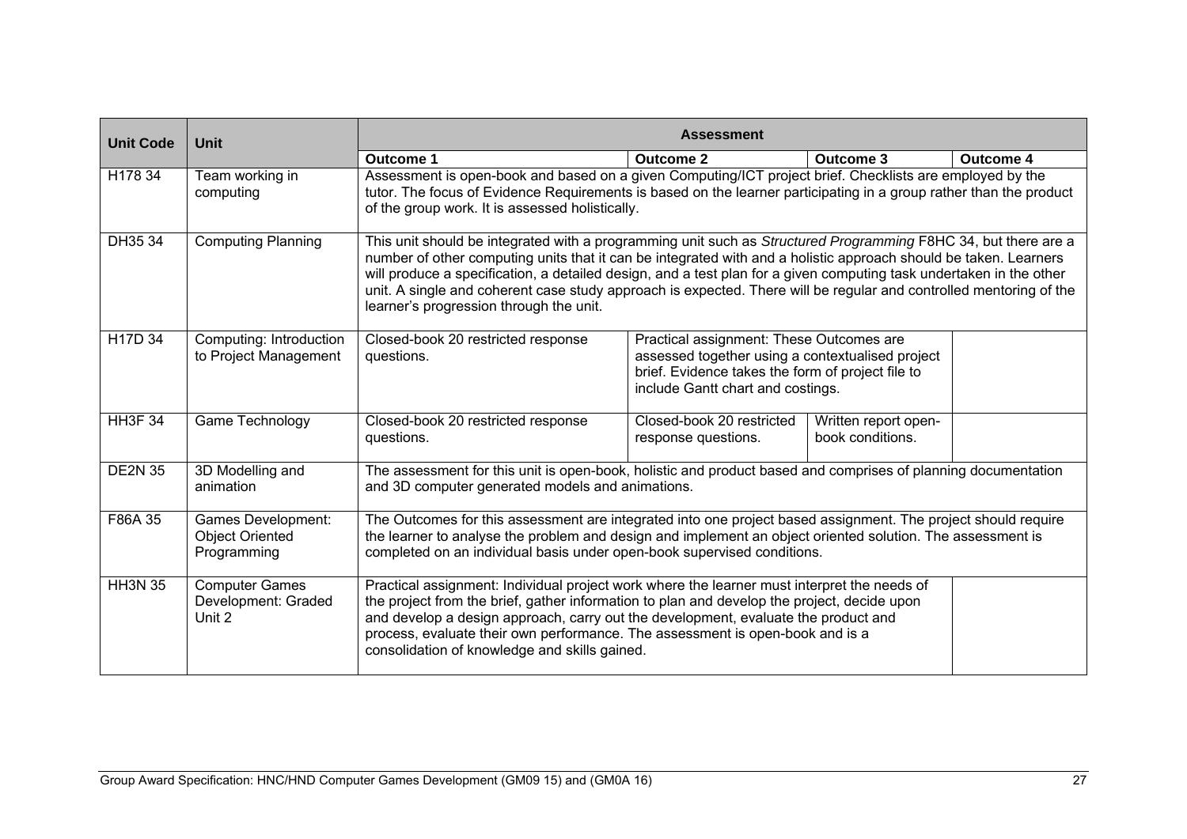| Unit Code | Unit | Assessment | | | |
|---|---|---|---|---|---|
| | | **Outcome 1** | **Outcome 2** | **Outcome 3** | **Outcome 4** |
| H178 34 | Team working in computing | Assessment is open-book and based on a given Computing/ICT project brief. Checklists are employed by the tutor. The focus of Evidence Requirements is based on the learner participating in a group rather than the product of the group work. It is assessed holistically. | | | |
| DH35 34 | Computing Planning | This unit should be integrated with a programming unit such as *Structured Programming* F8HC 34, but there are a number of other computing units that it can be integrated with and a holistic approach should be taken. Learners will produce a specification, a detailed design, and a test plan for a given computing task undertaken in the other unit. A single and coherent case study approach is expected. There will be regular and controlled mentoring of the learner's progression through the unit. | | | |
| H17D 34 | Computing: Introduction to Project Management | Closed-book 20 restricted response questions. | Practical assignment: These Outcomes are assessed together using a contextualised project brief. Evidence takes the form of project file to include Gantt chart and costings. | | |
| HH3F 34 | Game Technology | Closed-book 20 restricted response questions. | Closed-book 20 restricted response questions. | Written report open-book conditions. | |
| DE2N 35 | 3D Modelling and animation | The assessment for this unit is open-book, holistic and product based and comprises of planning documentation and 3D computer generated models and animations. | | | |
| F86A 35 | Games Development: Object Oriented Programming | The Outcomes for this assessment are integrated into one project based assignment. The project should require the learner to analyse the problem and design and implement an object oriented solution. The assessment is completed on an individual basis under open-book supervised conditions. | | | |
| HH3N 35 | Computer Games Development: Graded Unit 2 | Practical assignment: Individual project work where the learner must interpret the needs of the project from the brief, gather information to plan and develop the project, decide upon and develop a design approach, carry out the development, evaluate the product and process, evaluate their own performance. The assessment is open-book and is a consolidation of knowledge and skills gained. | | | |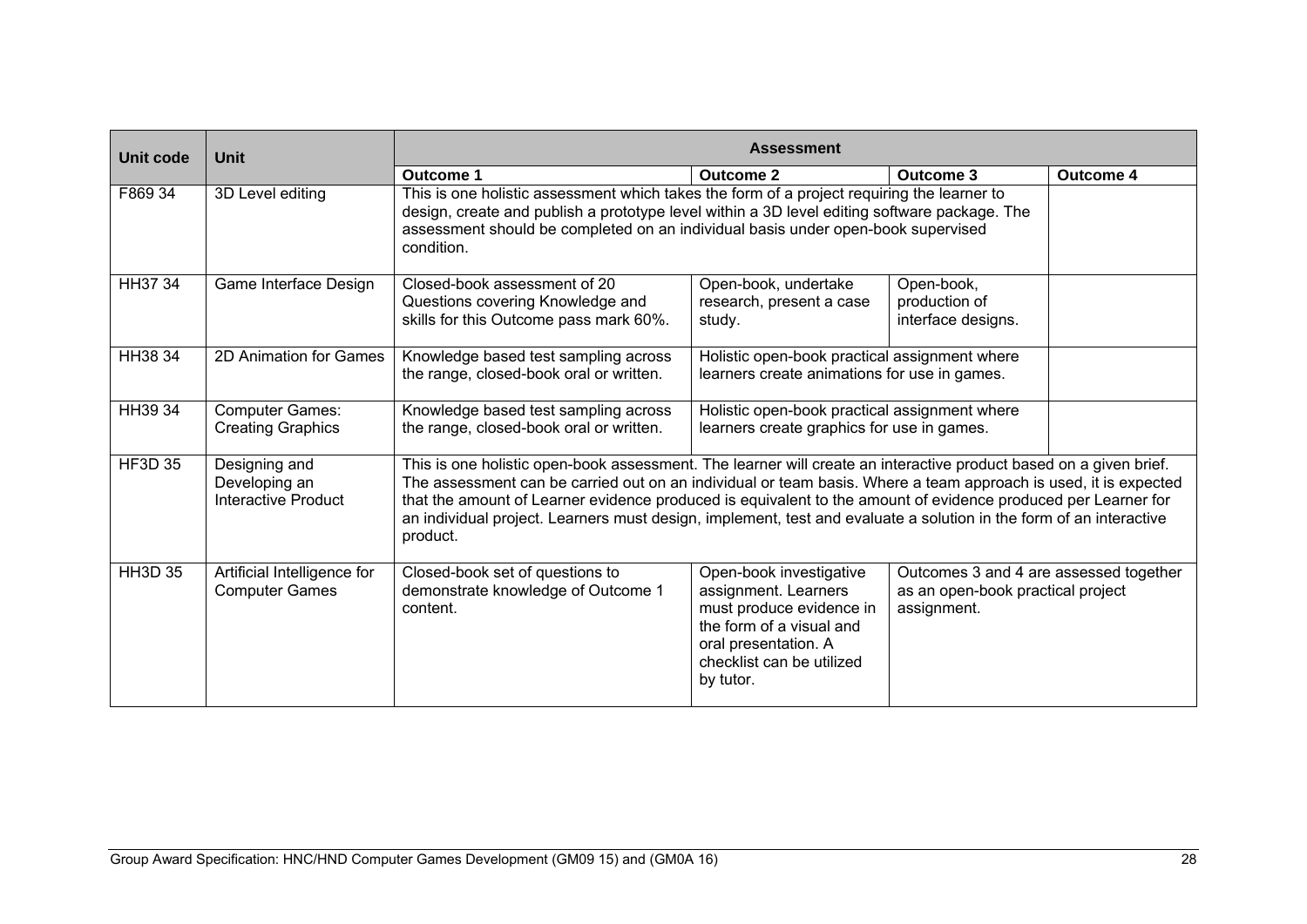| Unit code | Unit | Assessment | | | |
|---|---|---|---|---|---|
| | | **Outcome 1** | **Outcome 2** | **Outcome 3** | **Outcome 4** |
| F869 34 | 3D Level editing | This is one holistic assessment which takes the form of a project requiring the learner to design, create and publish a prototype level within a 3D level editing software package. The assessment should be completed on an individual basis under open-book supervised condition. | | | |
| HH37 34 | Game Interface Design | Closed-book assessment of 20 Questions covering Knowledge and skills for this Outcome pass mark 60%. | Open-book, undertake research, present a case study. | Open-book, production of interface designs. | |
| HH38 34 | 2D Animation for Games | Knowledge based test sampling across the range, closed-book oral or written. | Holistic open-book practical assignment where learners create animations for use in games. | | |
| HH39 34 | Computer Games: Creating Graphics | Knowledge based test sampling across the range, closed-book oral or written. | Holistic open-book practical assignment where learners create graphics for use in games. | | |
| HF3D 35 | Designing and Developing an Interactive Product | This is one holistic open-book assessment. The learner will create an interactive product based on a given brief. The assessment can be carried out on an individual or team basis. Where a team approach is used, it is expected that the amount of Learner evidence produced is equivalent to the amount of evidence produced per Learner for an individual project. Learners must design, implement, test and evaluate a solution in the form of an interactive product. | | | |
| HH3D 35 | Artificial Intelligence for Computer Games | Closed-book set of questions to demonstrate knowledge of Outcome 1 content. | Open-book investigative assignment. Learners must produce evidence in the form of a visual and oral presentation. A checklist can be utilized by tutor. | Outcomes 3 and 4 are assessed together as an open-book practical project assignment. | |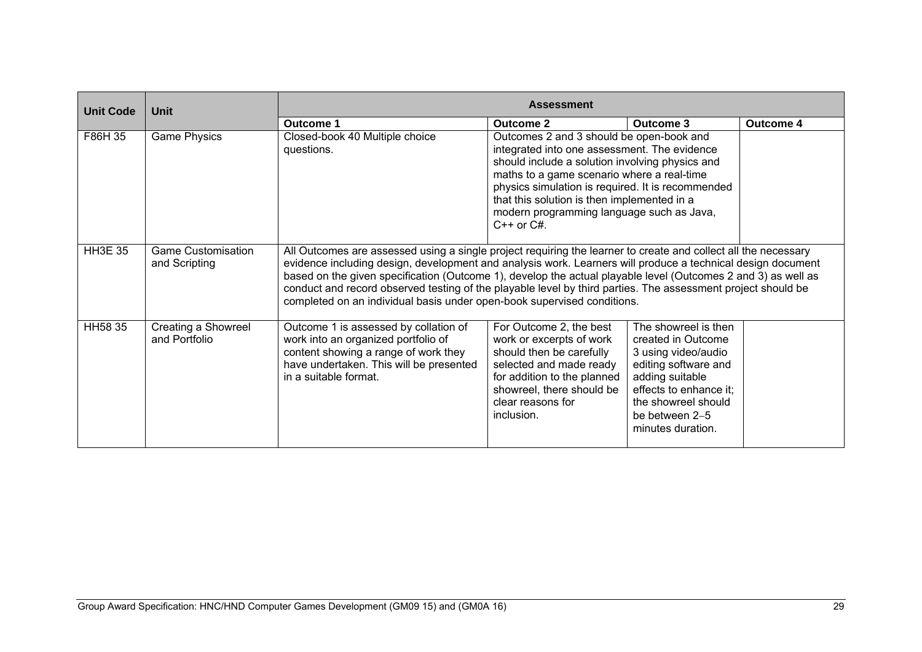| Unit Code | Unit | Assessment | | | |
|---|---|---|---|---|---|
| | | **Outcome 1** | **Outcome 2** | **Outcome 3** | **Outcome 4** |
| F86H 35 | Game Physics | Closed-book 40 Multiple choice questions. | Outcomes 2 and 3 should be open-book and integrated into one assessment. The evidence should include a solution involving physics and maths to a game scenario where a real-time physics simulation is required. It is recommended that this solution is then implemented in a modern programming language such as Java, C++ or C#. | | |
| HH3E 35 | Game Customisation and Scripting | All Outcomes are assessed using a single project requiring the learner to create and collect all the necessary evidence including design, development and analysis work. Learners will produce a technical design document based on the given specification (Outcome 1), develop the actual playable level (Outcomes 2 and 3) as well as conduct and record observed testing of the playable level by third parties. The assessment project should be completed on an individual basis under open-book supervised conditions. | | | |
| HH58 35 | Creating a Showreel and Portfolio | Outcome 1 is assessed by collation of work into an organized portfolio of content showing a range of work they have undertaken. This will be presented in a suitable format. | For Outcome 2, the best work or excerpts of work should then be carefully selected and made ready for addition to the planned showreel, there should be clear reasons for inclusion. | The showreel is then created in Outcome 3 using video/audio editing software and adding suitable effects to enhance it; the showreel should be between 2–5 minutes duration. | |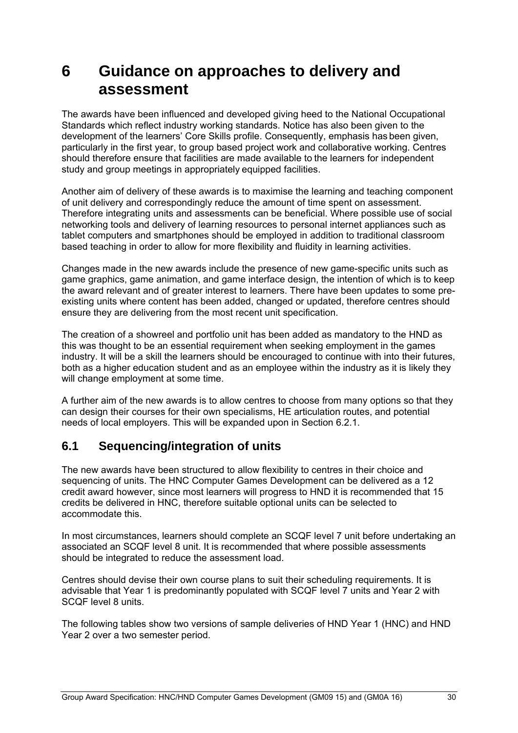# 6 Guidance on approaches to delivery and assessment

The awards have been influenced and developed giving heed to the National Occupational Standards which reflect industry working standards. Notice has also been given to the development of the learners' Core Skills profile. Consequently, emphasis has been given, particularly in the first year, to group based project work and collaborative working. Centres should therefore ensure that facilities are made available to the learners for independent study and group meetings in appropriately equipped facilities.

Another aim of delivery of these awards is to maximise the learning and teaching component of unit delivery and correspondingly reduce the amount of time spent on assessment. Therefore integrating units and assessments can be beneficial. Where possible use of social networking tools and delivery of learning resources to personal internet appliances such as tablet computers and smartphones should be employed in addition to traditional classroom based teaching in order to allow for more flexibility and fluidity in learning activities.

Changes made in the new awards include the presence of new game-specific units such as game graphics, game animation, and game interface design, the intention of which is to keep the award relevant and of greater interest to learners. There have been updates to some pre-existing units where content has been added, changed or updated, therefore centres should ensure they are delivering from the most recent unit specification.

The creation of a showreel and portfolio unit has been added as mandatory to the HND as this was thought to be an essential requirement when seeking employment in the games industry. It will be a skill the learners should be encouraged to continue with into their futures, both as a higher education student and as an employee within the industry as it is likely they will change employment at some time.

A further aim of the new awards is to allow centres to choose from many options so that they can design their courses for their own specialisms, HE articulation routes, and potential needs of local employers. This will be expanded upon in Section 6.2.1.

## 6.1 Sequencing/integration of units

The new awards have been structured to allow flexibility to centres in their choice and sequencing of units. The HNC Computer Games Development can be delivered as a 12 credit award however, since most learners will progress to HND it is recommended that 15 credits be delivered in HNC, therefore suitable optional units can be selected to accommodate this.

In most circumstances, learners should complete an SCQF level 7 unit before undertaking an associated an SCQF level 8 unit. It is recommended that where possible assessments should be integrated to reduce the assessment load.

Centres should devise their own course plans to suit their scheduling requirements. It is advisable that Year 1 is predominantly populated with SCQF level 7 units and Year 2 with SCQF level 8 units.

The following tables show two versions of sample deliveries of HND Year 1 (HNC) and HND Year 2 over a two semester period.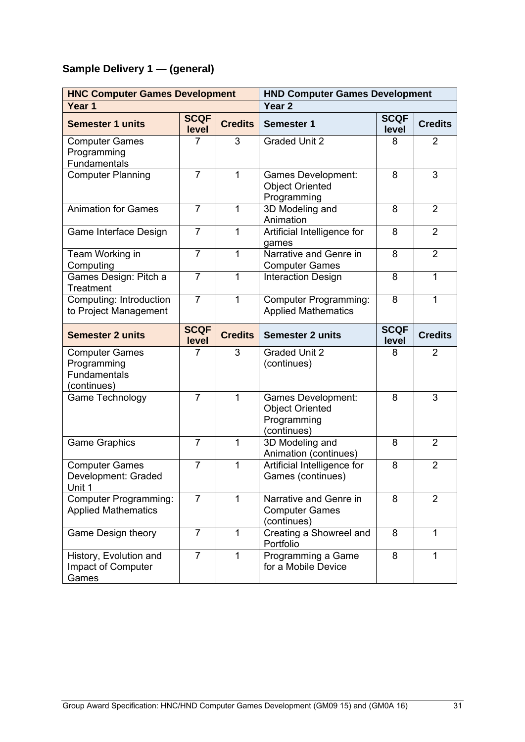**Sample Delivery 1 — (general)**

| HNC Computer Games Development | | | HND Computer Games Development | | |
|---|---|---|---|---|---|
| **Year 1** | | | **Year 2** | | |
| **Semester 1 units** | **SCQF level** | **Credits** | **Semester 1** | **SCQF level** | **Credits** |
| Computer Games Programming Fundamentals | 7 | 3 | Graded Unit 2 | 8 | 2 |
| Computer Planning | 7 | 1 | Games Development: Object Oriented Programming | 8 | 3 |
| Animation for Games | 7 | 1 | 3D Modeling and Animation | 8 | 2 |
| Game Interface Design | 7 | 1 | Artificial Intelligence for games | 8 | 2 |
| Team Working in Computing | 7 | 1 | Narrative and Genre in Computer Games | 8 | 2 |
| Games Design: Pitch a Treatment | 7 | 1 | Interaction Design | 8 | 1 |
| Computing: Introduction to Project Management | 7 | 1 | Computer Programming: Applied Mathematics | 8 | 1 |
| **Semester 2 units** | **SCQF level** | **Credits** | **Semester 2 units** | **SCQF level** | **Credits** |
| Computer Games Programming Fundamentals (continues) | 7 | 3 | Graded Unit 2 (continues) | 8 | 2 |
| Game Technology | 7 | 1 | Games Development: Object Oriented Programming (continues) | 8 | 3 |
| Game Graphics | 7 | 1 | 3D Modeling and Animation (continues) | 8 | 2 |
| Computer Games Development: Graded Unit 1 | 7 | 1 | Artificial Intelligence for Games (continues) | 8 | 2 |
| Computer Programming: Applied Mathematics | 7 | 1 | Narrative and Genre in Computer Games (continues) | 8 | 2 |
| Game Design theory | 7 | 1 | Creating a Showreel and Portfolio | 8 | 1 |
| History, Evolution and Impact of Computer Games | 7 | 1 | Programming a Game for a Mobile Device | 8 | 1 |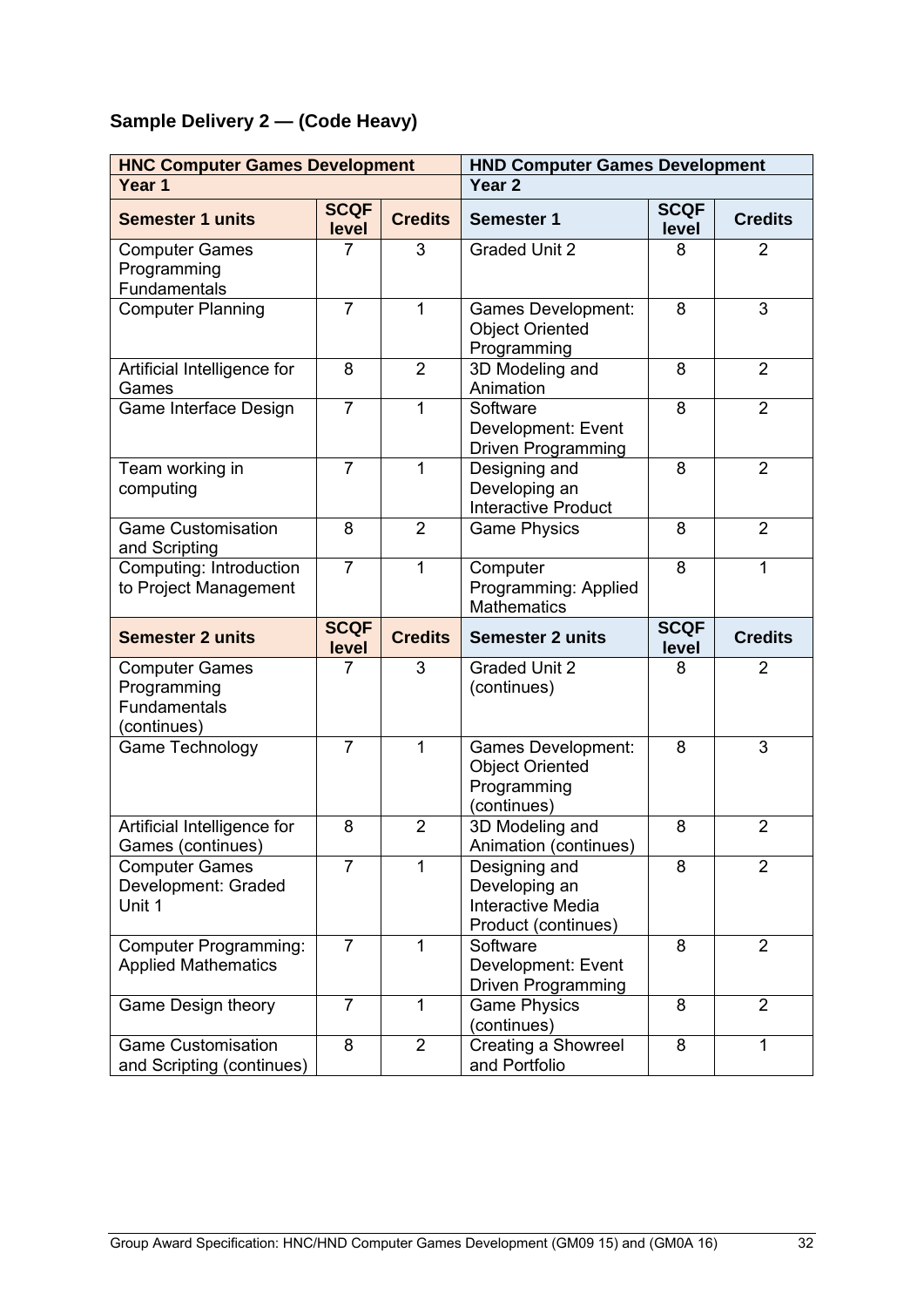### Sample Delivery 2 — (Code Heavy)

| HNC Computer Games Development | | | HND Computer Games Development | | |
|---|---|---|---|---|---|
| **Year 1** | | | **Year 2** | | |
| **Semester 1 units** | **SCQF level** | **Credits** | **Semester 1** | **SCQF level** | **Credits** |
| Computer Games Programming Fundamentals | 7 | 3 | Graded Unit 2 | 8 | 2 |
| Computer Planning | 7 | 1 | Games Development: Object Oriented Programming | 8 | 3 |
| Artificial Intelligence for Games | 8 | 2 | 3D Modeling and Animation | 8 | 2 |
| Game Interface Design | 7 | 1 | Software Development: Event Driven Programming | 8 | 2 |
| Team working in computing | 7 | 1 | Designing and Developing an Interactive Product | 8 | 2 |
| Game Customisation and Scripting | 8 | 2 | Game Physics | 8 | 2 |
| Computing: Introduction to Project Management | 7 | 1 | Computer Programming: Applied Mathematics | 8 | 1 |
| **Semester 2 units** | **SCQF level** | **Credits** | **Semester 2 units** | **SCQF level** | **Credits** |
| Computer Games Programming Fundamentals (continues) | 7 | 3 | Graded Unit 2 (continues) | 8 | 2 |
| Game Technology | 7 | 1 | Games Development: Object Oriented Programming (continues) | 8 | 3 |
| Artificial Intelligence for Games (continues) | 8 | 2 | 3D Modeling and Animation (continues) | 8 | 2 |
| Computer Games Development: Graded Unit 1 | 7 | 1 | Designing and Developing an Interactive Media Product (continues) | 8 | 2 |
| Computer Programming: Applied Mathematics | 7 | 1 | Software Development: Event Driven Programming | 8 | 2 |
| Game Design theory | 7 | 1 | Game Physics (continues) | 8 | 2 |
| Game Customisation and Scripting (continues) | 8 | 2 | Creating a Showreel and Portfolio | 8 | 1 |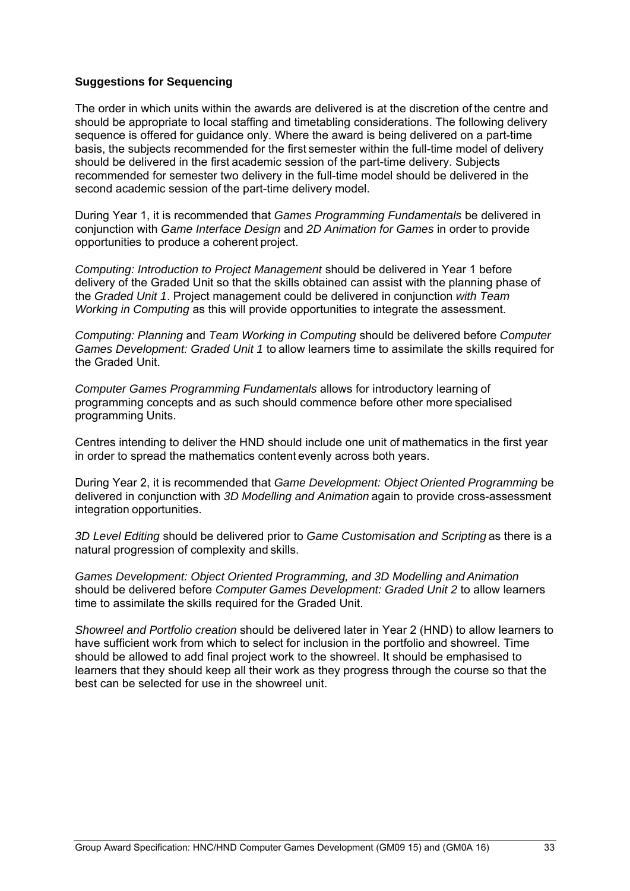**Suggestions for Sequencing**

The order in which units within the awards are delivered is at the discretion of the centre and should be appropriate to local staffing and timetabling considerations. The following delivery sequence is offered for guidance only. Where the award is being delivered on a part-time basis, the subjects recommended for the first semester within the full-time model of delivery should be delivered in the first academic session of the part-time delivery. Subjects recommended for semester two delivery in the full-time model should be delivered in the second academic session of the part-time delivery model.

During Year 1, it is recommended that *Games Programming Fundamentals* be delivered in conjunction with *Game Interface Design* and *2D Animation for Games* in order to provide opportunities to produce a coherent project.

*Computing: Introduction to Project Management* should be delivered in Year 1 before delivery of the Graded Unit so that the skills obtained can assist with the planning phase of the *Graded Unit 1*. Project management could be delivered in conjunction *with Team Working in Computing* as this will provide opportunities to integrate the assessment.

*Computing: Planning* and *Team Working in Computing* should be delivered before *Computer Games Development: Graded Unit 1* to allow learners time to assimilate the skills required for the Graded Unit.

*Computer Games Programming Fundamentals* allows for introductory learning of programming concepts and as such should commence before other more specialised programming Units.

Centres intending to deliver the HND should include one unit of mathematics in the first year in order to spread the mathematics content evenly across both years.

During Year 2, it is recommended that *Game Development: Object Oriented Programming* be delivered in conjunction with *3D Modelling and Animation* again to provide cross-assessment integration opportunities.

*3D Level Editing* should be delivered prior to *Game Customisation and Scripting* as there is a natural progression of complexity and skills.

*Games Development: Object Oriented Programming, and 3D Modelling and Animation* should be delivered before *Computer Games Development: Graded Unit 2* to allow learners time to assimilate the skills required for the Graded Unit.

*Showreel and Portfolio creation* should be delivered later in Year 2 (HND) to allow learners to have sufficient work from which to select for inclusion in the portfolio and showreel. Time should be allowed to add final project work to the showreel. It should be emphasised to learners that they should keep all their work as they progress through the course so that the best can be selected for use in the showreel unit.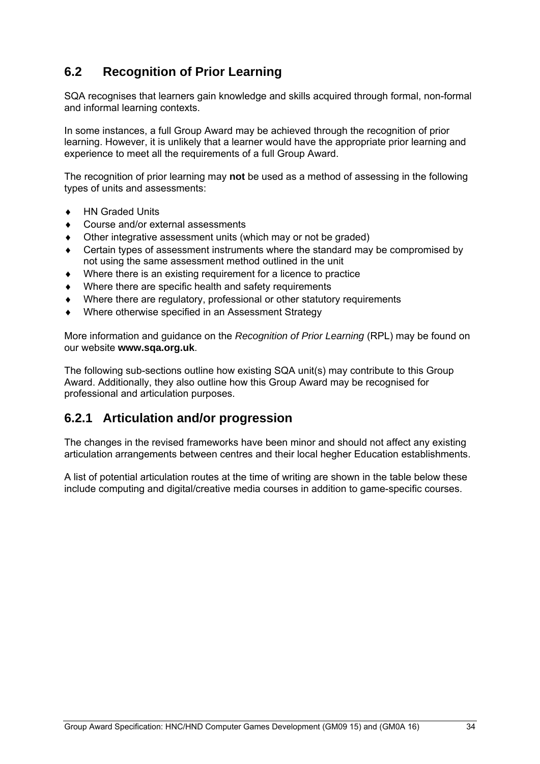## 6.2 Recognition of Prior Learning

SQA recognises that learners gain knowledge and skills acquired through formal, non-formal and informal learning contexts.

In some instances, a full Group Award may be achieved through the recognition of prior learning. However, it is unlikely that a learner would have the appropriate prior learning and experience to meet all the requirements of a full Group Award.

The recognition of prior learning may **not** be used as a method of assessing in the following types of units and assessments:

- HN Graded Units
- Course and/or external assessments
- Other integrative assessment units (which may or not be graded)
- Certain types of assessment instruments where the standard may be compromised by not using the same assessment method outlined in the unit
- Where there is an existing requirement for a licence to practice
- Where there are specific health and safety requirements
- Where there are regulatory, professional or other statutory requirements
- Where otherwise specified in an Assessment Strategy

More information and guidance on the *Recognition of Prior Learning* (RPL) may be found on our website **www.sqa.org.uk**.

The following sub-sections outline how existing SQA unit(s) may contribute to this Group Award. Additionally, they also outline how this Group Award may be recognised for professional and articulation purposes.

### 6.2.1 Articulation and/or progression

The changes in the revised frameworks have been minor and should not affect any existing articulation arrangements between centres and their local hegher Education establishments.

A list of potential articulation routes at the time of writing are shown in the table below these include computing and digital/creative media courses in addition to game-specific courses.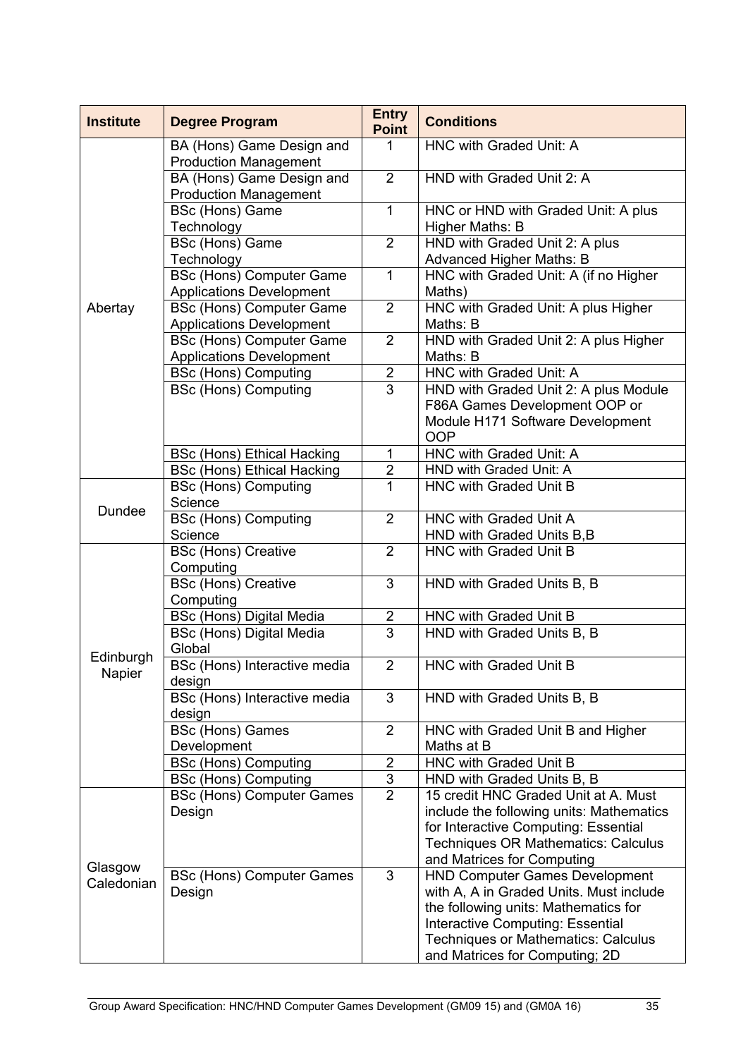| Institute | Degree Program | Entry Point | Conditions |
|---|---|---|---|
| Abertay | BA (Hons) Game Design and Production Management | 1 | HNC with Graded Unit: A |
| | BA (Hons) Game Design and Production Management | 2 | HND with Graded Unit 2: A |
| | BSc (Hons) Game Technology | 1 | HNC or HND with Graded Unit: A plus Higher Maths: B |
| | BSc (Hons) Game Technology | 2 | HND with Graded Unit 2: A plus Advanced Higher Maths: B |
| | BSc (Hons) Computer Game Applications Development | 1 | HNC with Graded Unit: A (if no Higher Maths) |
| | BSc (Hons) Computer Game Applications Development | 2 | HNC with Graded Unit: A plus Higher Maths: B |
| | BSc (Hons) Computer Game Applications Development | 2 | HND with Graded Unit 2: A plus Higher Maths: B |
| | BSc (Hons) Computing | 2 | HNC with Graded Unit: A |
| | BSc (Hons) Computing | 3 | HND with Graded Unit 2: A plus Module F86A Games Development OOP or Module H171 Software Development OOP |
| | BSc (Hons) Ethical Hacking | 1 | HNC with Graded Unit: A |
| | BSc (Hons) Ethical Hacking | 2 | HND with Graded Unit: A |
| Dundee | BSc (Hons) Computing Science | 1 | HNC with Graded Unit B |
| | BSc (Hons) Computing Science | 2 | HNC with Graded Unit A<br>HND with Graded Units B,B |
| Edinburgh Napier | BSc (Hons) Creative Computing | 2 | HNC with Graded Unit B |
| | BSc (Hons) Creative Computing | 3 | HND with Graded Units B, B |
| | BSc (Hons) Digital Media | 2 | HNC with Graded Unit B |
| | BSc (Hons) Digital Media Global | 3 | HND with Graded Units B, B |
| | BSc (Hons) Interactive media design | 2 | HNC with Graded Unit B |
| | BSc (Hons) Interactive media design | 3 | HND with Graded Units B, B |
| | BSc (Hons) Games Development | 2 | HNC with Graded Unit B and Higher Maths at B |
| | BSc (Hons) Computing | 2 | HNC with Graded Unit B |
| | BSc (Hons) Computing | 3 | HND with Graded Units B, B |
| Glasgow Caledonian | BSc (Hons) Computer Games Design | 2 | 15 credit HNC Graded Unit at A. Must include the following units: Mathematics for Interactive Computing: Essential Techniques OR Mathematics: Calculus and Matrices for Computing |
| | BSc (Hons) Computer Games Design | 3 | HND Computer Games Development with A, A in Graded Units. Must include the following units: Mathematics for Interactive Computing: Essential Techniques or Mathematics: Calculus and Matrices for Computing; 2D |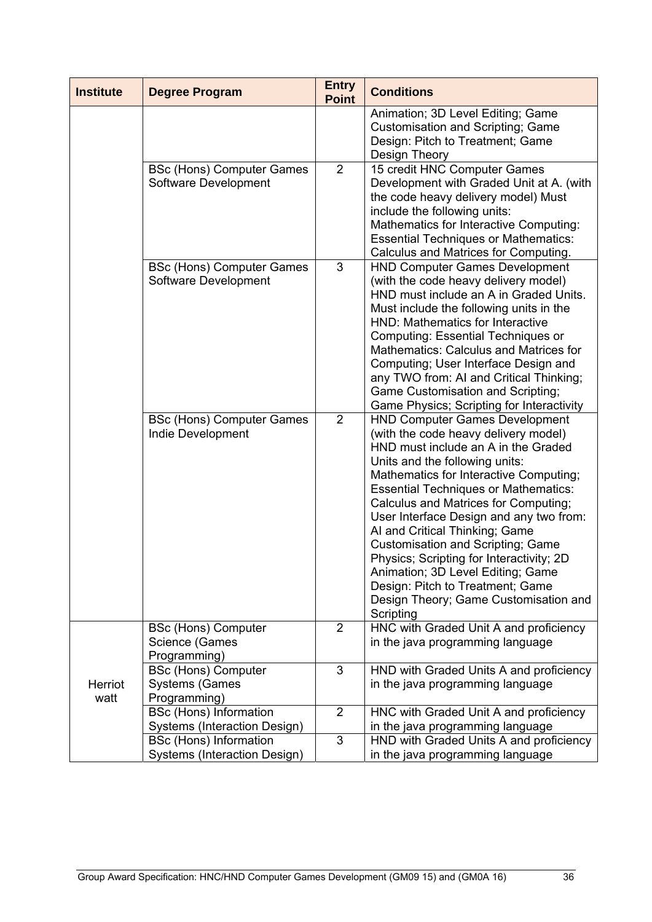| Institute | Degree Program | Entry Point | Conditions |
|---|---|---|---|
| | | | Animation; 3D Level Editing; Game Customisation and Scripting; Game Design: Pitch to Treatment; Game Design Theory |
| | BSc (Hons) Computer Games Software Development | 2 | 15 credit HNC Computer Games Development with Graded Unit at A. (with the code heavy delivery model) Must include the following units: Mathematics for Interactive Computing: Essential Techniques or Mathematics: Calculus and Matrices for Computing. |
| | BSc (Hons) Computer Games Software Development | 3 | HND Computer Games Development (with the code heavy delivery model) HND must include an A in Graded Units. Must include the following units in the HND: Mathematics for Interactive Computing: Essential Techniques or Mathematics: Calculus and Matrices for Computing; User Interface Design and any TWO from: AI and Critical Thinking; Game Customisation and Scripting; Game Physics; Scripting for Interactivity |
| | BSc (Hons) Computer Games Indie Development | 2 | HND Computer Games Development (with the code heavy delivery model) HND must include an A in the Graded Units and the following units: Mathematics for Interactive Computing; Essential Techniques or Mathematics: Calculus and Matrices for Computing; User Interface Design and any two from: AI and Critical Thinking; Game Customisation and Scripting; Game Physics; Scripting for Interactivity; 2D Animation; 3D Level Editing; Game Design: Pitch to Treatment; Game Design Theory; Game Customisation and Scripting |
| Herriot watt | BSc (Hons) Computer Science (Games Programming) | 2 | HNC with Graded Unit A and proficiency in the java programming language |
| | BSc (Hons) Computer Systems (Games Programming) | 3 | HND with Graded Units A and proficiency in the java programming language |
| | BSc (Hons) Information Systems (Interaction Design) | 2 | HNC with Graded Unit A and proficiency in the java programming language |
| | BSc (Hons) Information Systems (Interaction Design) | 3 | HND with Graded Units A and proficiency in the java programming language |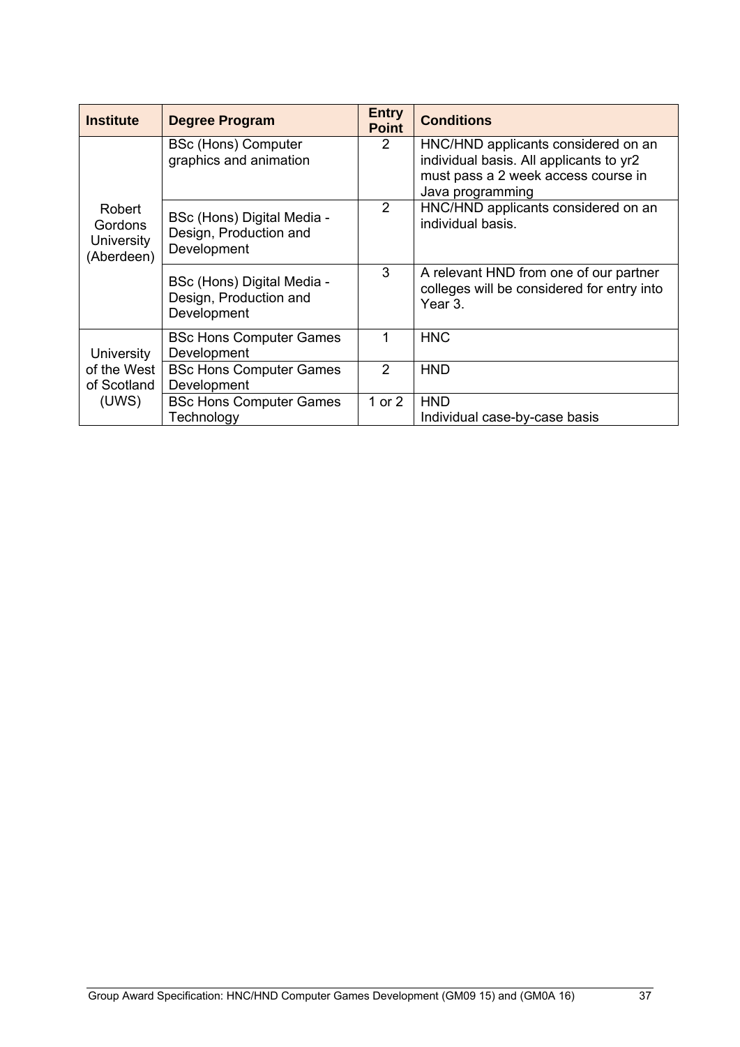| Institute | Degree Program | Entry Point | Conditions |
|---|---|---|---|
| Robert Gordons University (Aberdeen) | BSc (Hons) Computer graphics and animation | 2 | HNC/HND applicants considered on an individual basis. All applicants to yr2 must pass a 2 week access course in Java programming |
| | BSc (Hons) Digital Media - Design, Production and Development | 2 | HNC/HND applicants considered on an individual basis. |
| | BSc (Hons) Digital Media - Design, Production and Development | 3 | A relevant HND from one of our partner colleges will be considered for entry into Year 3. |
| University of the West of Scotland (UWS) | BSc Hons Computer Games Development | 1 | HNC |
| | BSc Hons Computer Games Development | 2 | HND |
| | BSc Hons Computer Games Technology | 1 or 2 | HND<br>Individual case-by-case basis |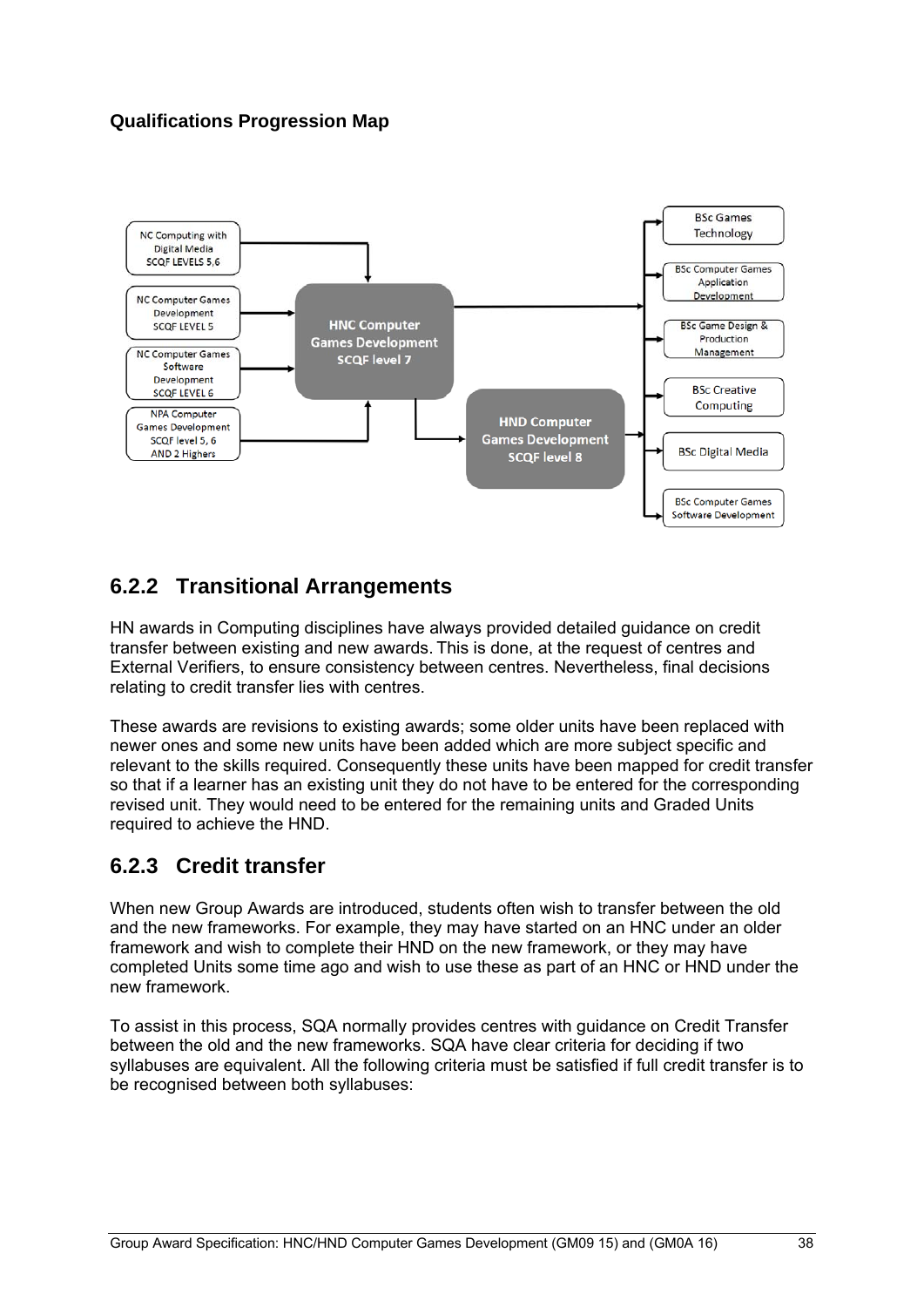**Qualifications Progression Map**

NC Computing with Digital Media SCQF LEVELS 5,6

NC Computer Games Development SCQF LEVEL 5

NC Computer Games Software Development SCQF LEVEL 6

NPA Computer Games Development SCQF level 5, 6 AND 2 Highers

HNC Computer Games Development SCQF level 7

HND Computer Games Development SCQF level 8

BSc Games Technology

BSc Computer Games Application Development

BSc Game Design & Production Management

BSc Creative Computing

BSc Digital Media

BSc Computer Games Software Development

## 6.2.2 Transitional Arrangements

HN awards in Computing disciplines have always provided detailed guidance on credit transfer between existing and new awards. This is done, at the request of centres and External Verifiers, to ensure consistency between centres. Nevertheless, final decisions relating to credit transfer lies with centres.

These awards are revisions to existing awards; some older units have been replaced with newer ones and some new units have been added which are more subject specific and relevant to the skills required. Consequently these units have been mapped for credit transfer so that if a learner has an existing unit they do not have to be entered for the corresponding revised unit. They would need to be entered for the remaining units and Graded Units required to achieve the HND.

## 6.2.3 Credit transfer

When new Group Awards are introduced, students often wish to transfer between the old and the new frameworks. For example, they may have started on an HNC under an older framework and wish to complete their HND on the new framework, or they may have completed Units some time ago and wish to use these as part of an HNC or HND under the new framework.

To assist in this process, SQA normally provides centres with guidance on Credit Transfer between the old and the new frameworks. SQA have clear criteria for deciding if two syllabuses are equivalent. All the following criteria must be satisfied if full credit transfer is to be recognised between both syllabuses: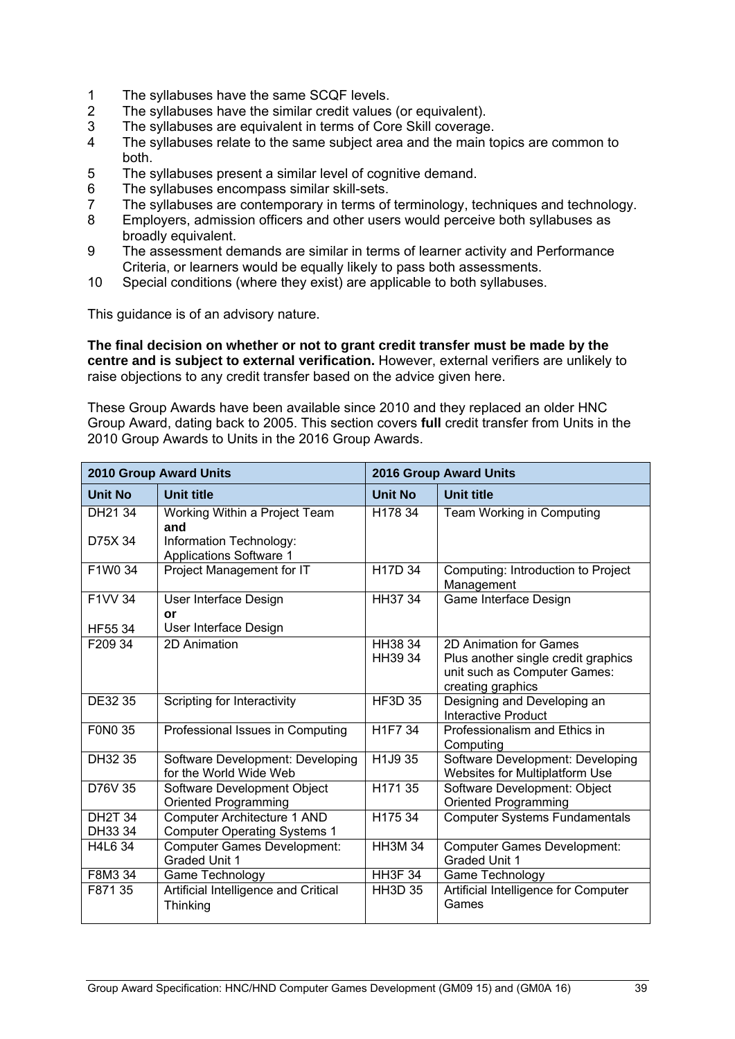1. The syllabuses have the same SCQF levels.
2. The syllabuses have the similar credit values (or equivalent).
3. The syllabuses are equivalent in terms of Core Skill coverage.
4. The syllabuses relate to the same subject area and the main topics are common to both.
5. The syllabuses present a similar level of cognitive demand.
6. The syllabuses encompass similar skill-sets.
7. The syllabuses are contemporary in terms of terminology, techniques and technology.
8. Employers, admission officers and other users would perceive both syllabuses as broadly equivalent.
9. The assessment demands are similar in terms of learner activity and Performance Criteria, or learners would be equally likely to pass both assessments.
10. Special conditions (where they exist) are applicable to both syllabuses.

This guidance is of an advisory nature.

**The final decision on whether or not to grant credit transfer must be made by the centre and is subject to external verification.** However, external verifiers are unlikely to raise objections to any credit transfer based on the advice given here.

These Group Awards have been available since 2010 and they replaced an older HNC Group Award, dating back to 2005. This section covers **full** credit transfer from Units in the 2010 Group Awards to Units in the 2016 Group Awards.

| **2010 Group Award Units** | | **2016 Group Award Units** | |
|---|---|---|---|
| **Unit No** | **Unit title** | **Unit No** | **Unit title** |
| DH21 34<br>D75X 34 | Working Within a Project Team<br>**and**<br>Information Technology: Applications Software 1 | H178 34 | Team Working in Computing |
| F1W0 34 | Project Management for IT | H17D 34 | Computing: Introduction to Project Management |
| F1VV 34<br>HF55 34 | User Interface Design<br>**or**<br>User Interface Design | HH37 34 | Game Interface Design |
| F209 34 | 2D Animation | HH38 34<br>HH39 34 | 2D Animation for Games<br>Plus another single credit graphics unit such as Computer Games: creating graphics |
| DE32 35 | Scripting for Interactivity | HF3D 35 | Designing and Developing an Interactive Product |
| F0N0 35 | Professional Issues in Computing | H1F7 34 | Professionalism and Ethics in Computing |
| DH32 35 | Software Development: Developing for the World Wide Web | H1J9 35 | Software Development: Developing Websites for Multiplatform Use |
| D76V 35 | Software Development Object Oriented Programming | H171 35 | Software Development: Object Oriented Programming |
| DH2T 34<br>DH33 34 | Computer Architecture 1 AND Computer Operating Systems 1 | H175 34 | Computer Systems Fundamentals |
| H4L6 34 | Computer Games Development: Graded Unit 1 | HH3M 34 | Computer Games Development: Graded Unit 1 |
| F8M3 34 | Game Technology | HH3F 34 | Game Technology |
| F871 35 | Artificial Intelligence and Critical Thinking | HH3D 35 | Artificial Intelligence for Computer Games |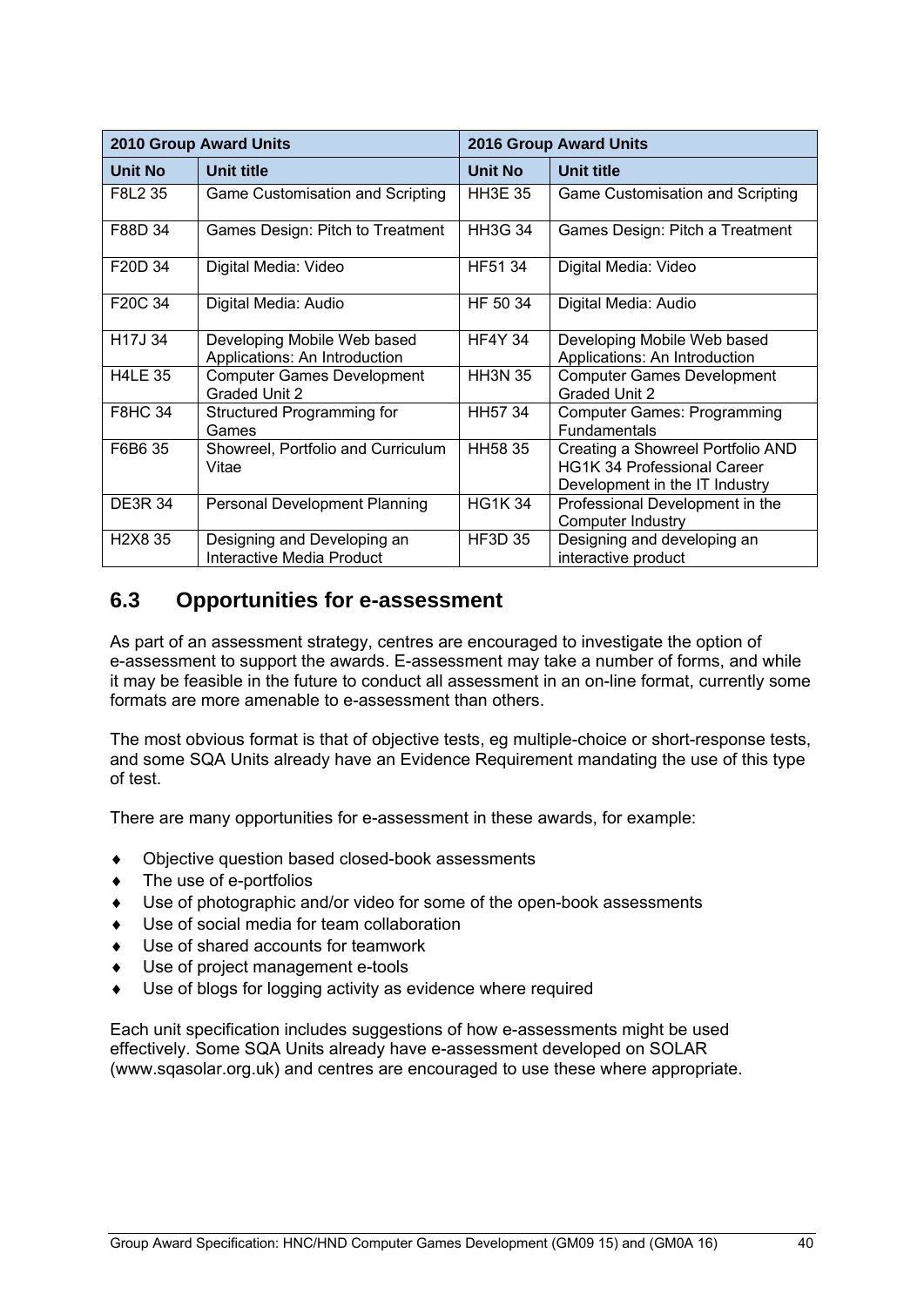| 2010 Group Award Units | | 2016 Group Award Units | |
|---|---|---|---|
| **Unit No** | **Unit title** | **Unit No** | **Unit title** |
| F8L2 35 | Game Customisation and Scripting | HH3E 35 | Game Customisation and Scripting |
| F88D 34 | Games Design: Pitch to Treatment | HH3G 34 | Games Design: Pitch a Treatment |
| F20D 34 | Digital Media: Video | HF51 34 | Digital Media: Video |
| F20C 34 | Digital Media: Audio | HF 50 34 | Digital Media: Audio |
| H17J 34 | Developing Mobile Web based Applications: An Introduction | HF4Y 34 | Developing Mobile Web based Applications: An Introduction |
| H4LE 35 | Computer Games Development Graded Unit 2 | HH3N 35 | Computer Games Development Graded Unit 2 |
| F8HC 34 | Structured Programming for Games | HH57 34 | Computer Games: Programming Fundamentals |
| F6B6 35 | Showreel, Portfolio and Curriculum Vitae | HH58 35 | Creating a Showreel Portfolio AND HG1K 34 Professional Career Development in the IT Industry |
| DE3R 34 | Personal Development Planning | HG1K 34 | Professional Development in the Computer Industry |
| H2X8 35 | Designing and Developing an Interactive Media Product | HF3D 35 | Designing and developing an interactive product |

## 6.3 Opportunities for e-assessment

As part of an assessment strategy, centres are encouraged to investigate the option of e-assessment to support the awards. E-assessment may take a number of forms, and while it may be feasible in the future to conduct all assessment in an on-line format, currently some formats are more amenable to e-assessment than others.

The most obvious format is that of objective tests, eg multiple-choice or short-response tests, and some SQA Units already have an Evidence Requirement mandating the use of this type of test.

There are many opportunities for e-assessment in these awards, for example:

- Objective question based closed-book assessments
- The use of e-portfolios
- Use of photographic and/or video for some of the open-book assessments
- Use of social media for team collaboration
- Use of shared accounts for teamwork
- Use of project management e-tools
- Use of blogs for logging activity as evidence where required

Each unit specification includes suggestions of how e-assessments might be used effectively. Some SQA Units already have e-assessment developed on SOLAR (www.sqasolar.org.uk) and centres are encouraged to use these where appropriate.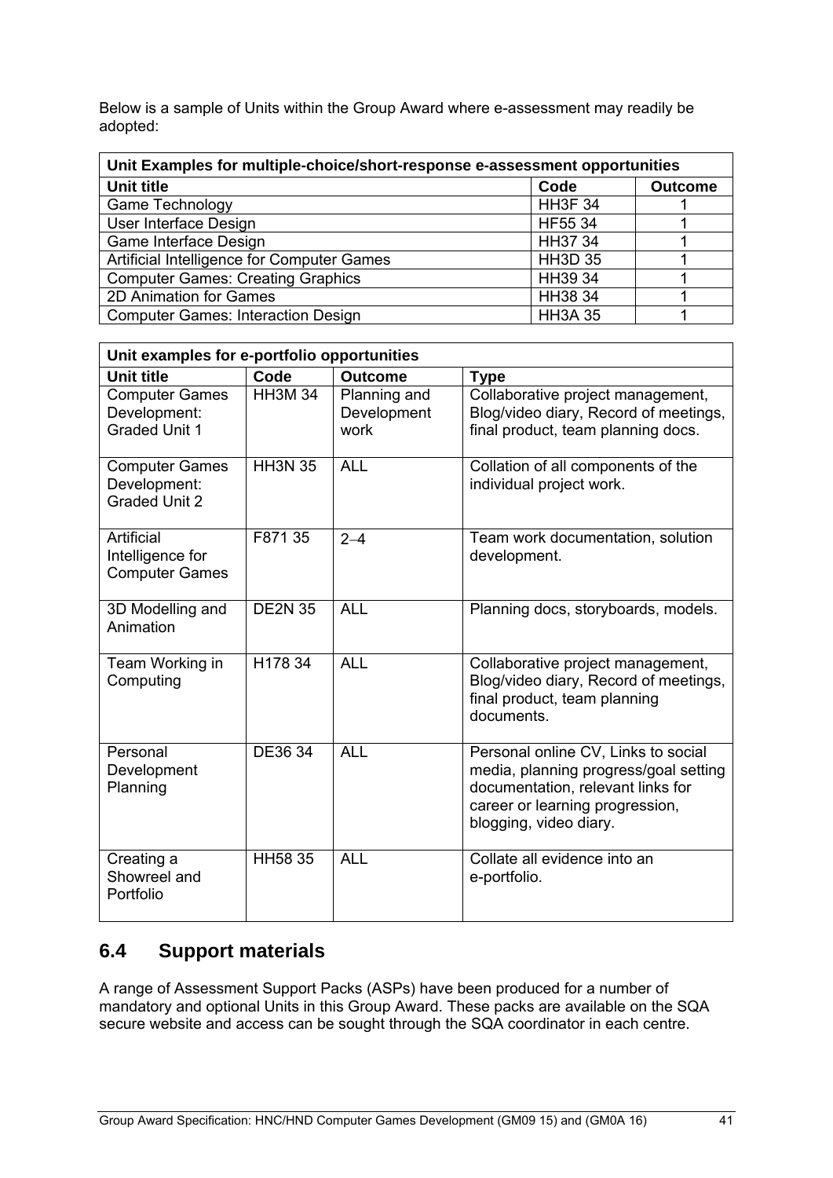Below is a sample of Units within the Group Award where e-assessment may readily be adopted:

| Unit Examples for multiple-choice/short-response e-assessment opportunities | | |
|---|---|---|
| **Unit title** | **Code** | **Outcome** |
| Game Technology | HH3F 34 | 1 |
| User Interface Design | HF55 34 | 1 |
| Game Interface Design | HH37 34 | 1 |
| Artificial Intelligence for Computer Games | HH3D 35 | 1 |
| Computer Games: Creating Graphics | HH39 34 | 1 |
| 2D Animation for Games | HH38 34 | 1 |
| Computer Games: Interaction Design | HH3A 35 | 1 |

| Unit examples for e-portfolio opportunities | | | |
|---|---|---|---|
| **Unit title** | **Code** | **Outcome** | **Type** |
| Computer Games Development: Graded Unit 1 | HH3M 34 | Planning and Development work | Collaborative project management, Blog/video diary, Record of meetings, final product, team planning docs. |
| Computer Games Development: Graded Unit 2 | HH3N 35 | ALL | Collation of all components of the individual project work. |
| Artificial Intelligence for Computer Games | F871 35 | 2–4 | Team work documentation, solution development. |
| 3D Modelling and Animation | DE2N 35 | ALL | Planning docs, storyboards, models. |
| Team Working in Computing | H178 34 | ALL | Collaborative project management, Blog/video diary, Record of meetings, final product, team planning documents. |
| Personal Development Planning | DE36 34 | ALL | Personal online CV, Links to social media, planning progress/goal setting documentation, relevant links for career or learning progression, blogging, video diary. |
| Creating a Showreel and Portfolio | HH58 35 | ALL | Collate all evidence into an e-portfolio. |

## 6.4 Support materials

A range of Assessment Support Packs (ASPs) have been produced for a number of mandatory and optional Units in this Group Award. These packs are available on the SQA secure website and access can be sought through the SQA coordinator in each centre.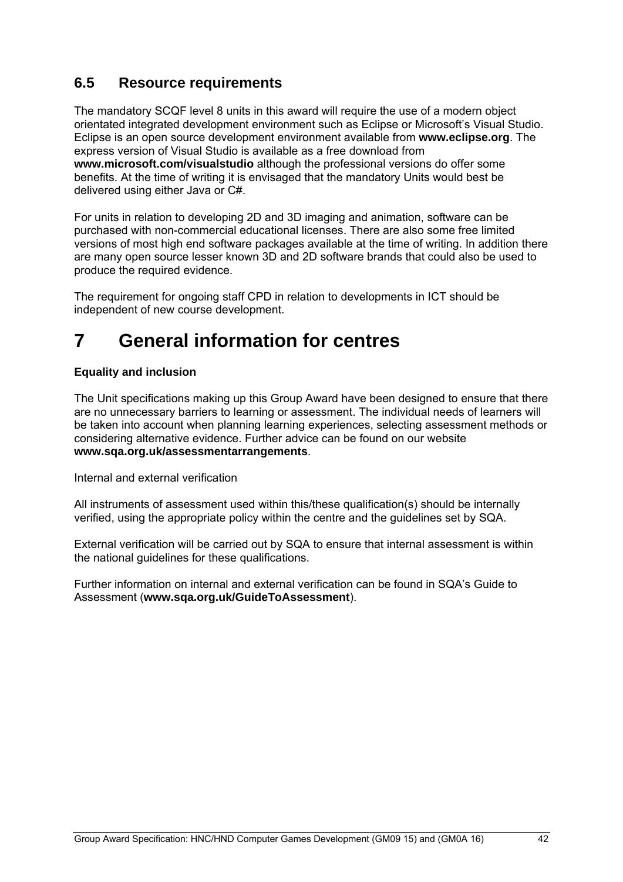## 6.5 Resource requirements

The mandatory SCQF level 8 units in this award will require the use of a modern object orientated integrated development environment such as Eclipse or Microsoft's Visual Studio. Eclipse is an open source development environment available from **www.eclipse.org**. The express version of Visual Studio is available as a free download from **www.microsoft.com/visualstudio** although the professional versions do offer some benefits. At the time of writing it is envisaged that the mandatory Units would best be delivered using either Java or C#.

For units in relation to developing 2D and 3D imaging and animation, software can be purchased with non-commercial educational licenses. There are also some free limited versions of most high end software packages available at the time of writing. In addition there are many open source lesser known 3D and 2D software brands that could also be used to produce the required evidence.

The requirement for ongoing staff CPD in relation to developments in ICT should be independent of new course development.

# 7 General information for centres

**Equality and inclusion**

The Unit specifications making up this Group Award have been designed to ensure that there are no unnecessary barriers to learning or assessment. The individual needs of learners will be taken into account when planning learning experiences, selecting assessment methods or considering alternative evidence. Further advice can be found on our website **www.sqa.org.uk/assessmentarrangements**.

Internal and external verification

All instruments of assessment used within this/these qualification(s) should be internally verified, using the appropriate policy within the centre and the guidelines set by SQA.

External verification will be carried out by SQA to ensure that internal assessment is within the national guidelines for these qualifications.

Further information on internal and external verification can be found in SQA's Guide to Assessment (**www.sqa.org.uk/GuideToAssessment**).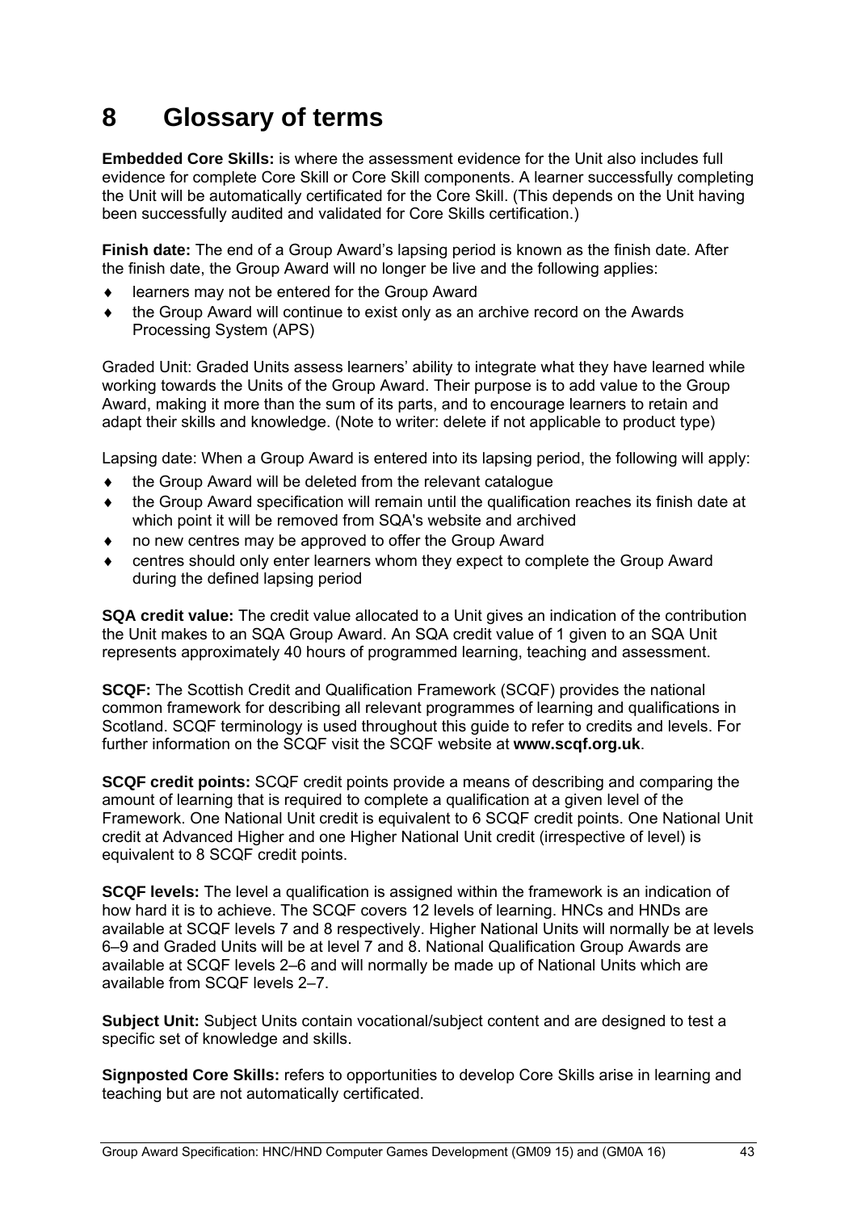# 8 Glossary of terms

**Embedded Core Skills:** is where the assessment evidence for the Unit also includes full evidence for complete Core Skill or Core Skill components. A learner successfully completing the Unit will be automatically certificated for the Core Skill. (This depends on the Unit having been successfully audited and validated for Core Skills certification.)

**Finish date:** The end of a Group Award's lapsing period is known as the finish date. After the finish date, the Group Award will no longer be live and the following applies:

- learners may not be entered for the Group Award
- the Group Award will continue to exist only as an archive record on the Awards Processing System (APS)

Graded Unit: Graded Units assess learners' ability to integrate what they have learned while working towards the Units of the Group Award. Their purpose is to add value to the Group Award, making it more than the sum of its parts, and to encourage learners to retain and adapt their skills and knowledge. (Note to writer: delete if not applicable to product type)

Lapsing date: When a Group Award is entered into its lapsing period, the following will apply:

- the Group Award will be deleted from the relevant catalogue
- the Group Award specification will remain until the qualification reaches its finish date at which point it will be removed from SQA's website and archived
- no new centres may be approved to offer the Group Award
- centres should only enter learners whom they expect to complete the Group Award during the defined lapsing period

**SQA credit value:** The credit value allocated to a Unit gives an indication of the contribution the Unit makes to an SQA Group Award. An SQA credit value of 1 given to an SQA Unit represents approximately 40 hours of programmed learning, teaching and assessment.

**SCQF:** The Scottish Credit and Qualification Framework (SCQF) provides the national common framework for describing all relevant programmes of learning and qualifications in Scotland. SCQF terminology is used throughout this guide to refer to credits and levels. For further information on the SCQF visit the SCQF website at **www.scqf.org.uk**.

**SCQF credit points:** SCQF credit points provide a means of describing and comparing the amount of learning that is required to complete a qualification at a given level of the Framework. One National Unit credit is equivalent to 6 SCQF credit points. One National Unit credit at Advanced Higher and one Higher National Unit credit (irrespective of level) is equivalent to 8 SCQF credit points.

**SCQF levels:** The level a qualification is assigned within the framework is an indication of how hard it is to achieve. The SCQF covers 12 levels of learning. HNCs and HNDs are available at SCQF levels 7 and 8 respectively. Higher National Units will normally be at levels 6–9 and Graded Units will be at level 7 and 8. National Qualification Group Awards are available at SCQF levels 2–6 and will normally be made up of National Units which are available from SCQF levels 2–7.

**Subject Unit:** Subject Units contain vocational/subject content and are designed to test a specific set of knowledge and skills.

**Signposted Core Skills:** refers to opportunities to develop Core Skills arise in learning and teaching but are not automatically certificated.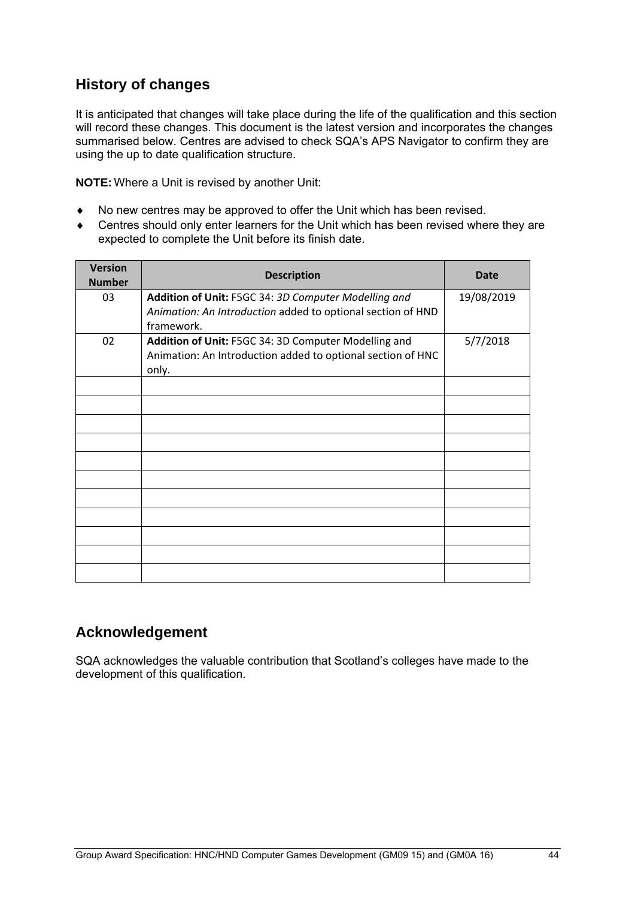## History of changes

It is anticipated that changes will take place during the life of the qualification and this section will record these changes. This document is the latest version and incorporates the changes summarised below. Centres are advised to check SQA's APS Navigator to confirm they are using the up to date qualification structure.

**NOTE:** Where a Unit is revised by another Unit:

- No new centres may be approved to offer the Unit which has been revised.
- Centres should only enter learners for the Unit which has been revised where they are expected to complete the Unit before its finish date.

| Version Number | Description | Date |
|---|---|---|
| 03 | **Addition of Unit:** F5GC 34: *3D Computer Modelling and Animation: An Introduction* added to optional section of HND framework. | 19/08/2019 |
| 02 | **Addition of Unit:** F5GC 34: 3D Computer Modelling and Animation: An Introduction added to optional section of HNC only. | 5/7/2018 |
| | | |
| | | |
| | | |
| | | |
| | | |
| | | |
| | | |
| | | |
| | | |
| | | |
| | | |

## Acknowledgement

SQA acknowledges the valuable contribution that Scotland's colleges have made to the development of this qualification.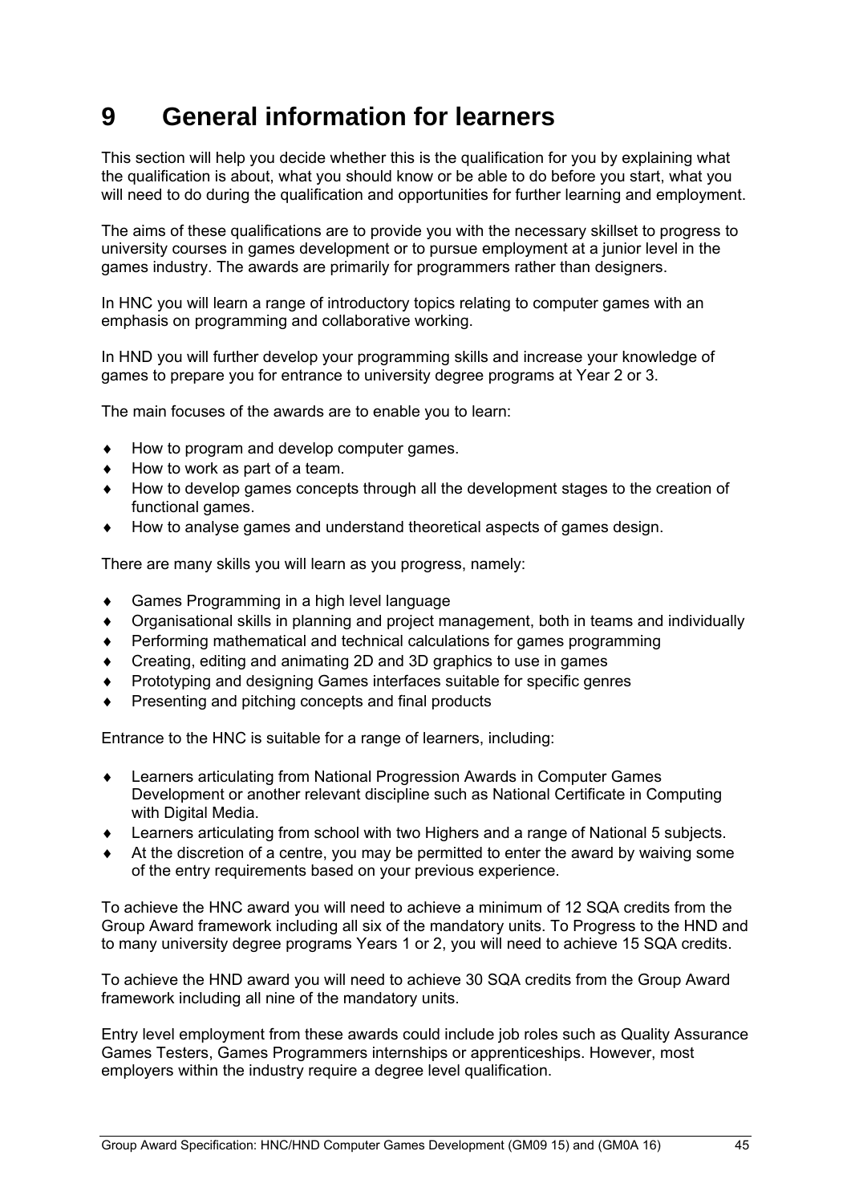# 9 General information for learners

This section will help you decide whether this is the qualification for you by explaining what the qualification is about, what you should know or be able to do before you start, what you will need to do during the qualification and opportunities for further learning and employment.

The aims of these qualifications are to provide you with the necessary skillset to progress to university courses in games development or to pursue employment at a junior level in the games industry. The awards are primarily for programmers rather than designers.

In HNC you will learn a range of introductory topics relating to computer games with an emphasis on programming and collaborative working.

In HND you will further develop your programming skills and increase your knowledge of games to prepare you for entrance to university degree programs at Year 2 or 3.

The main focuses of the awards are to enable you to learn:

- How to program and develop computer games.
- How to work as part of a team.
- How to develop games concepts through all the development stages to the creation of functional games.
- How to analyse games and understand theoretical aspects of games design.

There are many skills you will learn as you progress, namely:

- Games Programming in a high level language
- Organisational skills in planning and project management, both in teams and individually
- Performing mathematical and technical calculations for games programming
- Creating, editing and animating 2D and 3D graphics to use in games
- Prototyping and designing Games interfaces suitable for specific genres
- Presenting and pitching concepts and final products

Entrance to the HNC is suitable for a range of learners, including:

- Learners articulating from National Progression Awards in Computer Games Development or another relevant discipline such as National Certificate in Computing with Digital Media.
- Learners articulating from school with two Highers and a range of National 5 subjects.
- At the discretion of a centre, you may be permitted to enter the award by waiving some of the entry requirements based on your previous experience.

To achieve the HNC award you will need to achieve a minimum of 12 SQA credits from the Group Award framework including all six of the mandatory units. To Progress to the HND and to many university degree programs Years 1 or 2, you will need to achieve 15 SQA credits.

To achieve the HND award you will need to achieve 30 SQA credits from the Group Award framework including all nine of the mandatory units.

Entry level employment from these awards could include job roles such as Quality Assurance Games Testers, Games Programmers internships or apprenticeships. However, most employers within the industry require a degree level qualification.